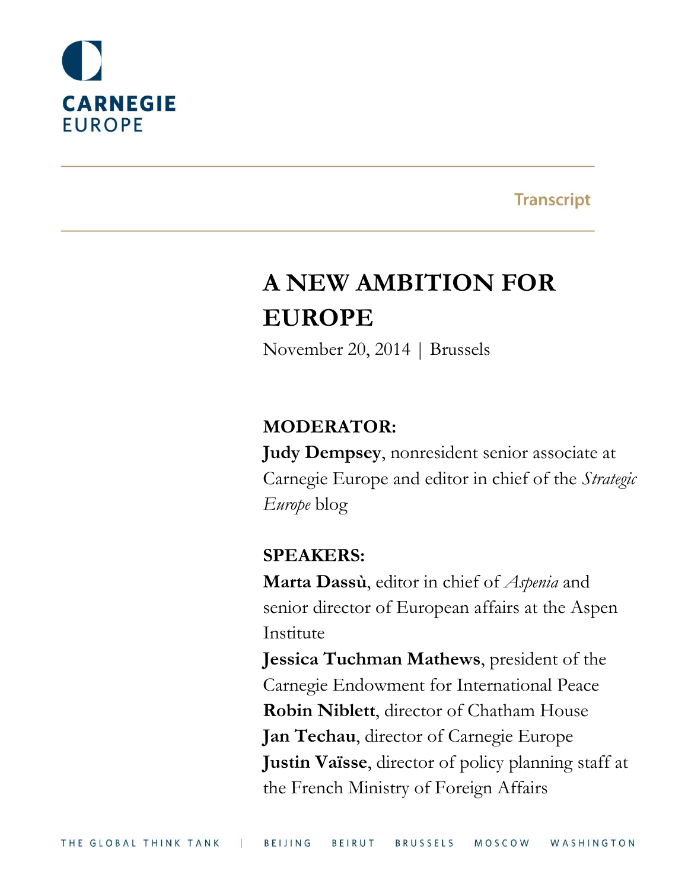CARNEGIE
EUROPE

Transcript

# A NEW AMBITION FOR EUROPE

November 20, 2014 | Brussels

**MODERATOR:**

**Judy Dempsey**, nonresident senior associate at Carnegie Europe and editor in chief of the *Strategic Europe* blog

**SPEAKERS:**

**Marta Dassù**, editor in chief of *Aspenia* and senior director of European affairs at the Aspen Institute

**Jessica Tuchman Mathews**, president of the Carnegie Endowment for International Peace

**Robin Niblett**, director of Chatham House

**Jan Techau**, director of Carnegie Europe

**Justin Vaïsse**, director of policy planning staff at the French Ministry of Foreign Affairs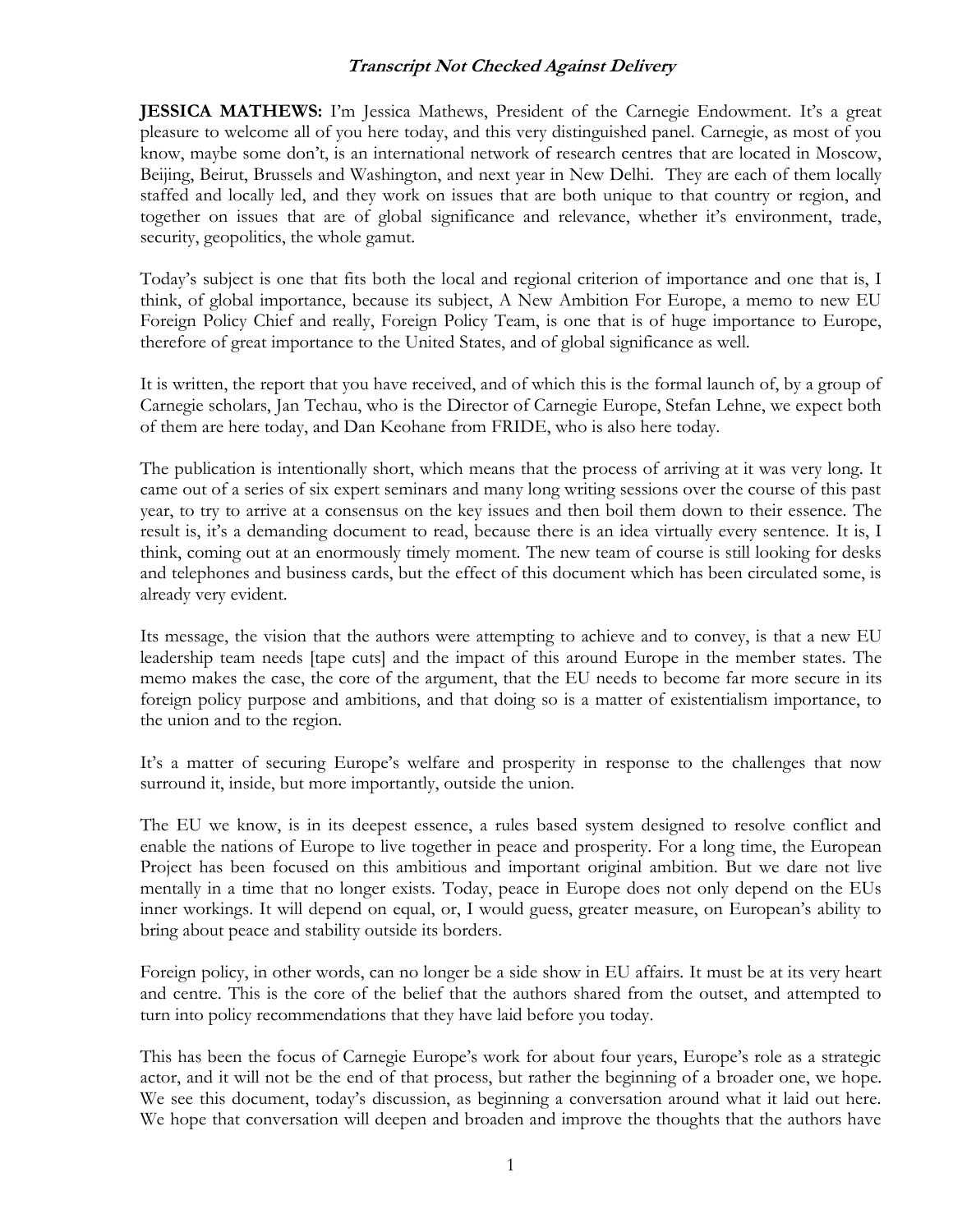**_Transcript Not Checked Against Delivery_**

**JESSICA MATHEWS:** I'm Jessica Mathews, President of the Carnegie Endowment. It's a great pleasure to welcome all of you here today, and this very distinguished panel. Carnegie, as most of you know, maybe some don't, is an international network of research centres that are located in Moscow, Beijing, Beirut, Brussels and Washington, and next year in New Delhi. They are each of them locally staffed and locally led, and they work on issues that are both unique to that country or region, and together on issues that are of global significance and relevance, whether it's environment, trade, security, geopolitics, the whole gamut.

Today's subject is one that fits both the local and regional criterion of importance and one that is, I think, of global importance, because its subject, A New Ambition For Europe, a memo to new EU Foreign Policy Chief and really, Foreign Policy Team, is one that is of huge importance to Europe, therefore of great importance to the United States, and of global significance as well.

It is written, the report that you have received, and of which this is the formal launch of, by a group of Carnegie scholars, Jan Techau, who is the Director of Carnegie Europe, Stefan Lehne, we expect both of them are here today, and Dan Keohane from FRIDE, who is also here today.

The publication is intentionally short, which means that the process of arriving at it was very long. It came out of a series of six expert seminars and many long writing sessions over the course of this past year, to try to arrive at a consensus on the key issues and then boil them down to their essence. The result is, it's a demanding document to read, because there is an idea virtually every sentence. It is, I think, coming out at an enormously timely moment. The new team of course is still looking for desks and telephones and business cards, but the effect of this document which has been circulated some, is already very evident.

Its message, the vision that the authors were attempting to achieve and to convey, is that a new EU leadership team needs [tape cuts] and the impact of this around Europe in the member states. The memo makes the case, the core of the argument, that the EU needs to become far more secure in its foreign policy purpose and ambitions, and that doing so is a matter of existentialism importance, to the union and to the region.

It's a matter of securing Europe's welfare and prosperity in response to the challenges that now surround it, inside, but more importantly, outside the union.

The EU we know, is in its deepest essence, a rules based system designed to resolve conflict and enable the nations of Europe to live together in peace and prosperity. For a long time, the European Project has been focused on this ambitious and important original ambition. But we dare not live mentally in a time that no longer exists. Today, peace in Europe does not only depend on the EUs inner workings. It will depend on equal, or, I would guess, greater measure, on European's ability to bring about peace and stability outside its borders.

Foreign policy, in other words, can no longer be a side show in EU affairs. It must be at its very heart and centre. This is the core of the belief that the authors shared from the outset, and attempted to turn into policy recommendations that they have laid before you today.

This has been the focus of Carnegie Europe's work for about four years, Europe's role as a strategic actor, and it will not be the end of that process, but rather the beginning of a broader one, we hope. We see this document, today's discussion, as beginning a conversation around what it laid out here. We hope that conversation will deepen and broaden and improve the thoughts that the authors have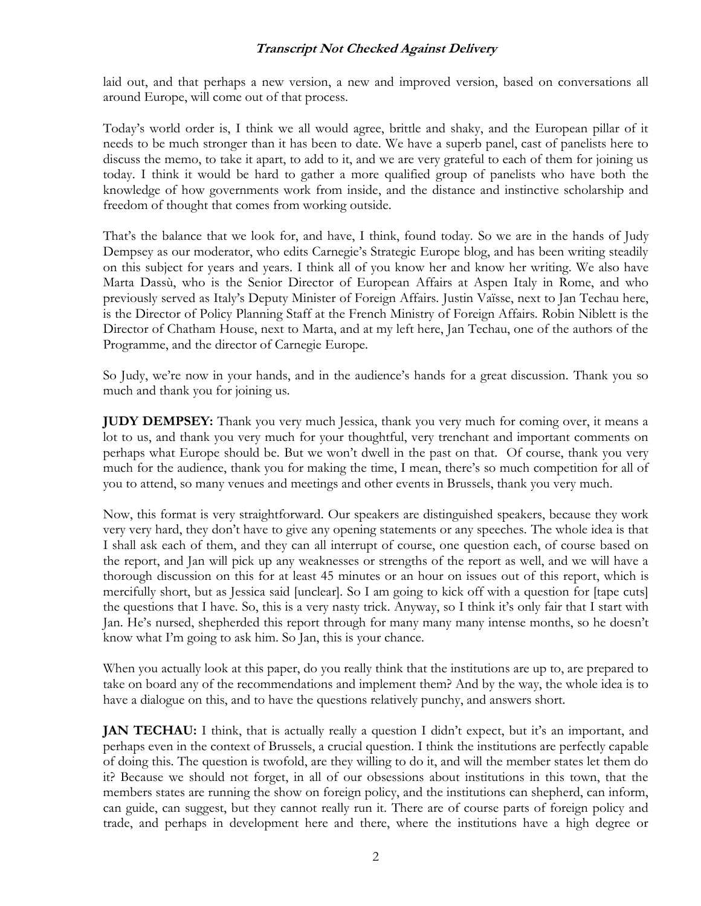laid out, and that perhaps a new version, a new and improved version, based on conversations all around Europe, will come out of that process.

Today's world order is, I think we all would agree, brittle and shaky, and the European pillar of it needs to be much stronger than it has been to date. We have a superb panel, cast of panelists here to discuss the memo, to take it apart, to add to it, and we are very grateful to each of them for joining us today. I think it would be hard to gather a more qualified group of panelists who have both the knowledge of how governments work from inside, and the distance and instinctive scholarship and freedom of thought that comes from working outside.

That's the balance that we look for, and have, I think, found today. So we are in the hands of Judy Dempsey as our moderator, who edits Carnegie's Strategic Europe blog, and has been writing steadily on this subject for years and years. I think all of you know her and know her writing. We also have Marta Dassù, who is the Senior Director of European Affairs at Aspen Italy in Rome, and who previously served as Italy's Deputy Minister of Foreign Affairs. Justin Vaïsse, next to Jan Techau here, is the Director of Policy Planning Staff at the French Ministry of Foreign Affairs. Robin Niblett is the Director of Chatham House, next to Marta, and at my left here, Jan Techau, one of the authors of the Programme, and the director of Carnegie Europe.

So Judy, we're now in your hands, and in the audience's hands for a great discussion. Thank you so much and thank you for joining us.

**JUDY DEMPSEY:** Thank you very much Jessica, thank you very much for coming over, it means a lot to us, and thank you very much for your thoughtful, very trenchant and important comments on perhaps what Europe should be. But we won't dwell in the past on that. Of course, thank you very much for the audience, thank you for making the time, I mean, there's so much competition for all of you to attend, so many venues and meetings and other events in Brussels, thank you very much.

Now, this format is very straightforward. Our speakers are distinguished speakers, because they work very very hard, they don't have to give any opening statements or any speeches. The whole idea is that I shall ask each of them, and they can all interrupt of course, one question each, of course based on the report, and Jan will pick up any weaknesses or strengths of the report as well, and we will have a thorough discussion on this for at least 45 minutes or an hour on issues out of this report, which is mercifully short, but as Jessica said [unclear]. So I am going to kick off with a question for [tape cuts] the questions that I have. So, this is a very nasty trick. Anyway, so I think it's only fair that I start with Jan. He's nursed, shepherded this report through for many many many intense months, so he doesn't know what I'm going to ask him. So Jan, this is your chance.

When you actually look at this paper, do you really think that the institutions are up to, are prepared to take on board any of the recommendations and implement them? And by the way, the whole idea is to have a dialogue on this, and to have the questions relatively punchy, and answers short.

**JAN TECHAU:** I think, that is actually really a question I didn't expect, but it's an important, and perhaps even in the context of Brussels, a crucial question. I think the institutions are perfectly capable of doing this. The question is twofold, are they willing to do it, and will the member states let them do it? Because we should not forget, in all of our obsessions about institutions in this town, that the members states are running the show on foreign policy, and the institutions can shepherd, can inform, can guide, can suggest, but they cannot really run it. There are of course parts of foreign policy and trade, and perhaps in development here and there, where the institutions have a high degree or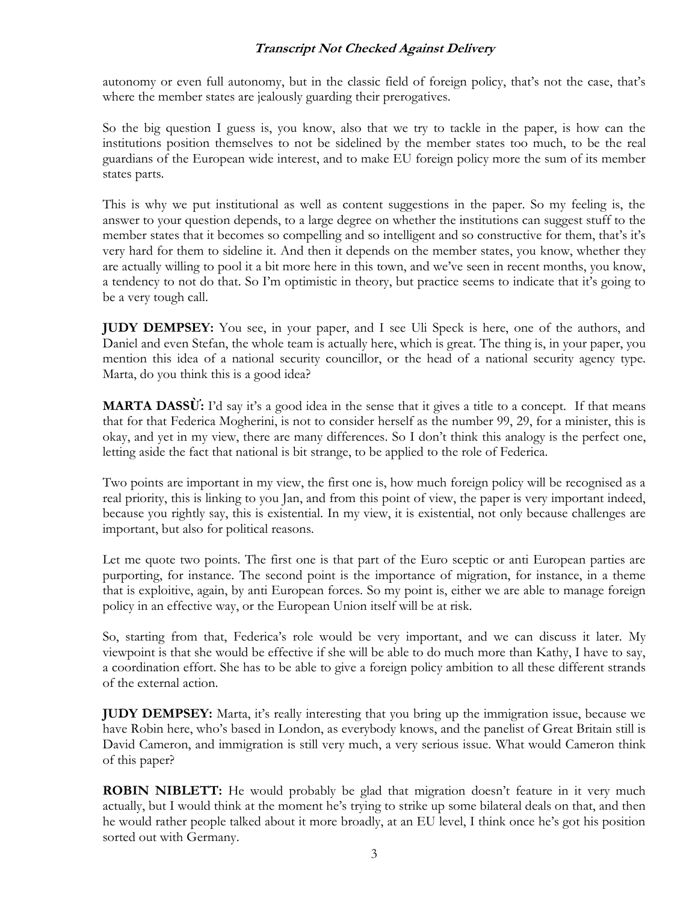autonomy or even full autonomy, but in the classic field of foreign policy, that's not the case, that's where the member states are jealously guarding their prerogatives.

So the big question I guess is, you know, also that we try to tackle in the paper, is how can the institutions position themselves to not be sidelined by the member states too much, to be the real guardians of the European wide interest, and to make EU foreign policy more the sum of its member states parts.

This is why we put institutional as well as content suggestions in the paper. So my feeling is, the answer to your question depends, to a large degree on whether the institutions can suggest stuff to the member states that it becomes so compelling and so intelligent and so constructive for them, that's it's very hard for them to sideline it. And then it depends on the member states, you know, whether they are actually willing to pool it a bit more here in this town, and we've seen in recent months, you know, a tendency to not do that. So I'm optimistic in theory, but practice seems to indicate that it's going to be a very tough call.

**JUDY DEMPSEY:** You see, in your paper, and I see Uli Speck is here, one of the authors, and Daniel and even Stefan, the whole team is actually here, which is great. The thing is, in your paper, you mention this idea of a national security councillor, or the head of a national security agency type. Marta, do you think this is a good idea?

**MARTA DASSÙ:** I'd say it's a good idea in the sense that it gives a title to a concept. If that means that for that Federica Mogherini, is not to consider herself as the number 99, 29, for a minister, this is okay, and yet in my view, there are many differences. So I don't think this analogy is the perfect one, letting aside the fact that national is bit strange, to be applied to the role of Federica.

Two points are important in my view, the first one is, how much foreign policy will be recognised as a real priority, this is linking to you Jan, and from this point of view, the paper is very important indeed, because you rightly say, this is existential. In my view, it is existential, not only because challenges are important, but also for political reasons.

Let me quote two points. The first one is that part of the Euro sceptic or anti European parties are purporting, for instance. The second point is the importance of migration, for instance, in a theme that is exploitive, again, by anti European forces. So my point is, either we are able to manage foreign policy in an effective way, or the European Union itself will be at risk.

So, starting from that, Federica's role would be very important, and we can discuss it later. My viewpoint is that she would be effective if she will be able to do much more than Kathy, I have to say, a coordination effort. She has to be able to give a foreign policy ambition to all these different strands of the external action.

**JUDY DEMPSEY:** Marta, it's really interesting that you bring up the immigration issue, because we have Robin here, who's based in London, as everybody knows, and the panelist of Great Britain still is David Cameron, and immigration is still very much, a very serious issue. What would Cameron think of this paper?

**ROBIN NIBLETT:** He would probably be glad that migration doesn't feature in it very much actually, but I would think at the moment he's trying to strike up some bilateral deals on that, and then he would rather people talked about it more broadly, at an EU level, I think once he's got his position sorted out with Germany.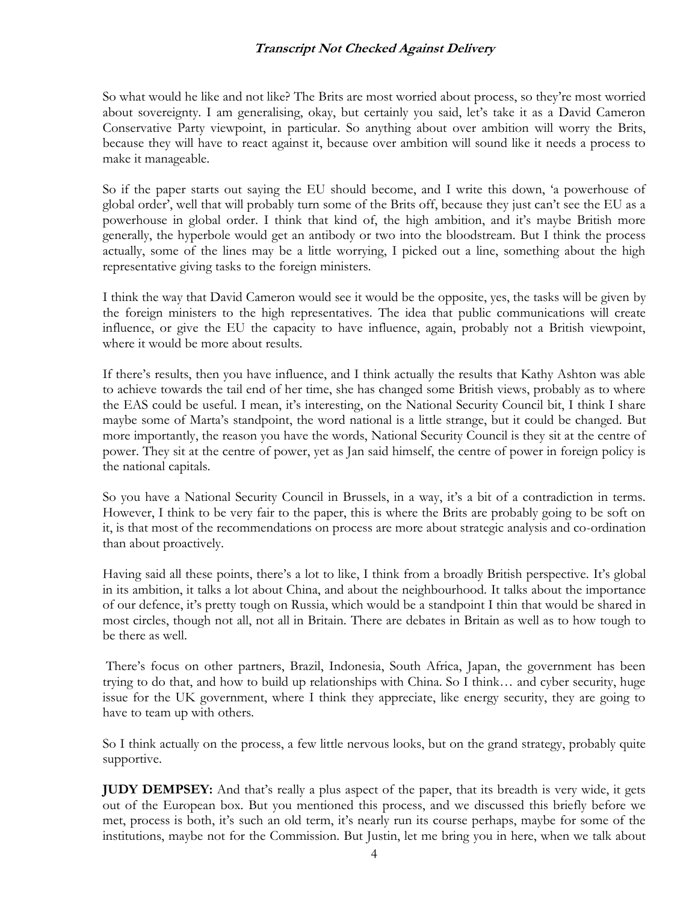So what would he like and not like? The Brits are most worried about process, so they're most worried about sovereignty. I am generalising, okay, but certainly you said, let's take it as a David Cameron Conservative Party viewpoint, in particular. So anything about over ambition will worry the Brits, because they will have to react against it, because over ambition will sound like it needs a process to make it manageable.

So if the paper starts out saying the EU should become, and I write this down, 'a powerhouse of global order', well that will probably turn some of the Brits off, because they just can't see the EU as a powerhouse in global order. I think that kind of, the high ambition, and it's maybe British more generally, the hyperbole would get an antibody or two into the bloodstream. But I think the process actually, some of the lines may be a little worrying, I picked out a line, something about the high representative giving tasks to the foreign ministers.

I think the way that David Cameron would see it would be the opposite, yes, the tasks will be given by the foreign ministers to the high representatives. The idea that public communications will create influence, or give the EU the capacity to have influence, again, probably not a British viewpoint, where it would be more about results.

If there's results, then you have influence, and I think actually the results that Kathy Ashton was able to achieve towards the tail end of her time, she has changed some British views, probably as to where the EAS could be useful. I mean, it's interesting, on the National Security Council bit, I think I share maybe some of Marta's standpoint, the word national is a little strange, but it could be changed. But more importantly, the reason you have the words, National Security Council is they sit at the centre of power. They sit at the centre of power, yet as Jan said himself, the centre of power in foreign policy is the national capitals.

So you have a National Security Council in Brussels, in a way, it's a bit of a contradiction in terms. However, I think to be very fair to the paper, this is where the Brits are probably going to be soft on it, is that most of the recommendations on process are more about strategic analysis and co-ordination than about proactively.

Having said all these points, there's a lot to like, I think from a broadly British perspective. It's global in its ambition, it talks a lot about China, and about the neighbourhood. It talks about the importance of our defence, it's pretty tough on Russia, which would be a standpoint I thin that would be shared in most circles, though not all, not all in Britain. There are debates in Britain as well as to how tough to be there as well.

There's focus on other partners, Brazil, Indonesia, South Africa, Japan, the government has been trying to do that, and how to build up relationships with China. So I think… and cyber security, huge issue for the UK government, where I think they appreciate, like energy security, they are going to have to team up with others.

So I think actually on the process, a few little nervous looks, but on the grand strategy, probably quite supportive.

**JUDY DEMPSEY:** And that's really a plus aspect of the paper, that its breadth is very wide, it gets out of the European box. But you mentioned this process, and we discussed this briefly before we met, process is both, it's such an old term, it's nearly run its course perhaps, maybe for some of the institutions, maybe not for the Commission. But Justin, let me bring you in here, when we talk about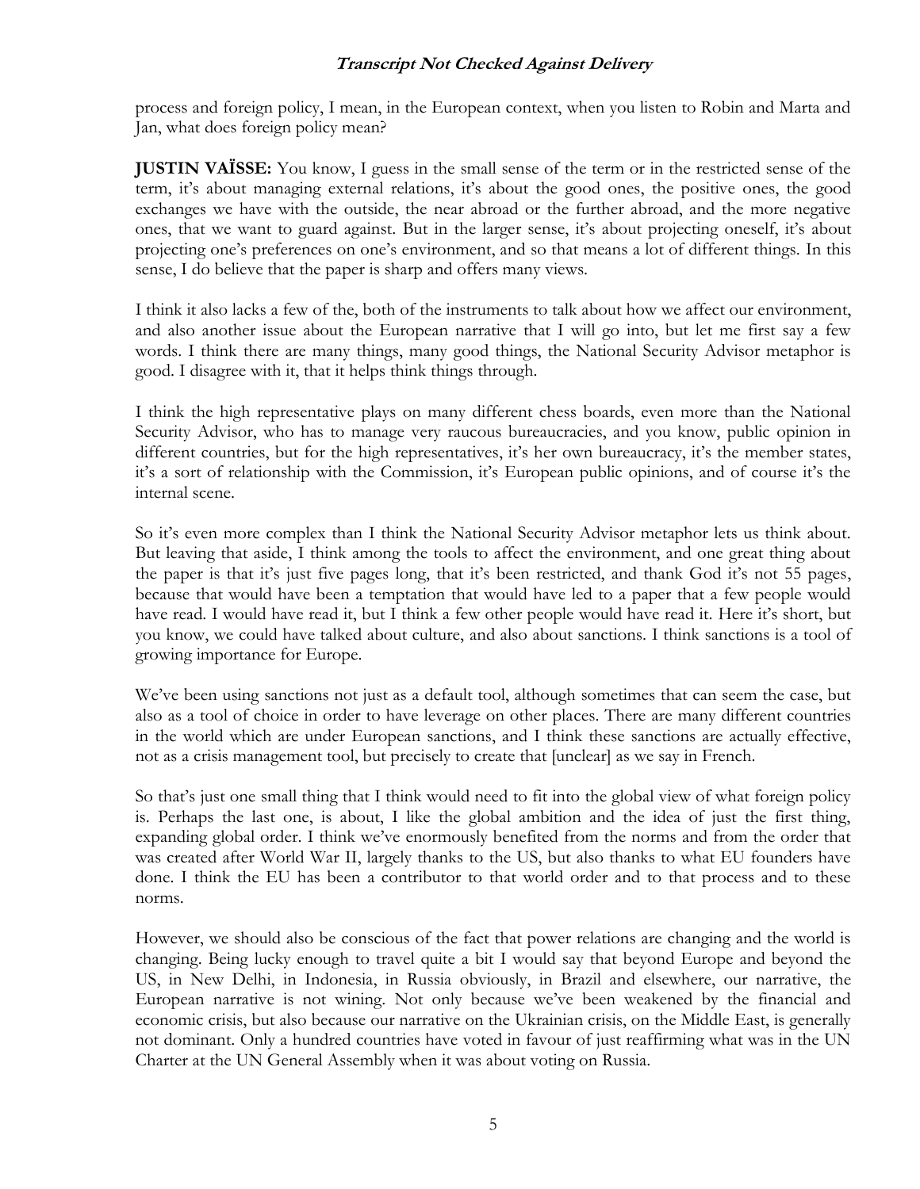process and foreign policy, I mean, in the European context, when you listen to Robin and Marta and Jan, what does foreign policy mean?

**JUSTIN VAÏSSE:** You know, I guess in the small sense of the term or in the restricted sense of the term, it's about managing external relations, it's about the good ones, the positive ones, the good exchanges we have with the outside, the near abroad or the further abroad, and the more negative ones, that we want to guard against. But in the larger sense, it's about projecting oneself, it's about projecting one's preferences on one's environment, and so that means a lot of different things. In this sense, I do believe that the paper is sharp and offers many views.

I think it also lacks a few of the, both of the instruments to talk about how we affect our environment, and also another issue about the European narrative that I will go into, but let me first say a few words. I think there are many things, many good things, the National Security Advisor metaphor is good. I disagree with it, that it helps think things through.

I think the high representative plays on many different chess boards, even more than the National Security Advisor, who has to manage very raucous bureaucracies, and you know, public opinion in different countries, but for the high representatives, it's her own bureaucracy, it's the member states, it's a sort of relationship with the Commission, it's European public opinions, and of course it's the internal scene.

So it's even more complex than I think the National Security Advisor metaphor lets us think about. But leaving that aside, I think among the tools to affect the environment, and one great thing about the paper is that it's just five pages long, that it's been restricted, and thank God it's not 55 pages, because that would have been a temptation that would have led to a paper that a few people would have read. I would have read it, but I think a few other people would have read it. Here it's short, but you know, we could have talked about culture, and also about sanctions. I think sanctions is a tool of growing importance for Europe.

We've been using sanctions not just as a default tool, although sometimes that can seem the case, but also as a tool of choice in order to have leverage on other places. There are many different countries in the world which are under European sanctions, and I think these sanctions are actually effective, not as a crisis management tool, but precisely to create that [unclear] as we say in French.

So that's just one small thing that I think would need to fit into the global view of what foreign policy is. Perhaps the last one, is about, I like the global ambition and the idea of just the first thing, expanding global order. I think we've enormously benefited from the norms and from the order that was created after World War II, largely thanks to the US, but also thanks to what EU founders have done. I think the EU has been a contributor to that world order and to that process and to these norms.

However, we should also be conscious of the fact that power relations are changing and the world is changing. Being lucky enough to travel quite a bit I would say that beyond Europe and beyond the US, in New Delhi, in Indonesia, in Russia obviously, in Brazil and elsewhere, our narrative, the European narrative is not wining. Not only because we've been weakened by the financial and economic crisis, but also because our narrative on the Ukrainian crisis, on the Middle East, is generally not dominant. Only a hundred countries have voted in favour of just reaffirming what was in the UN Charter at the UN General Assembly when it was about voting on Russia.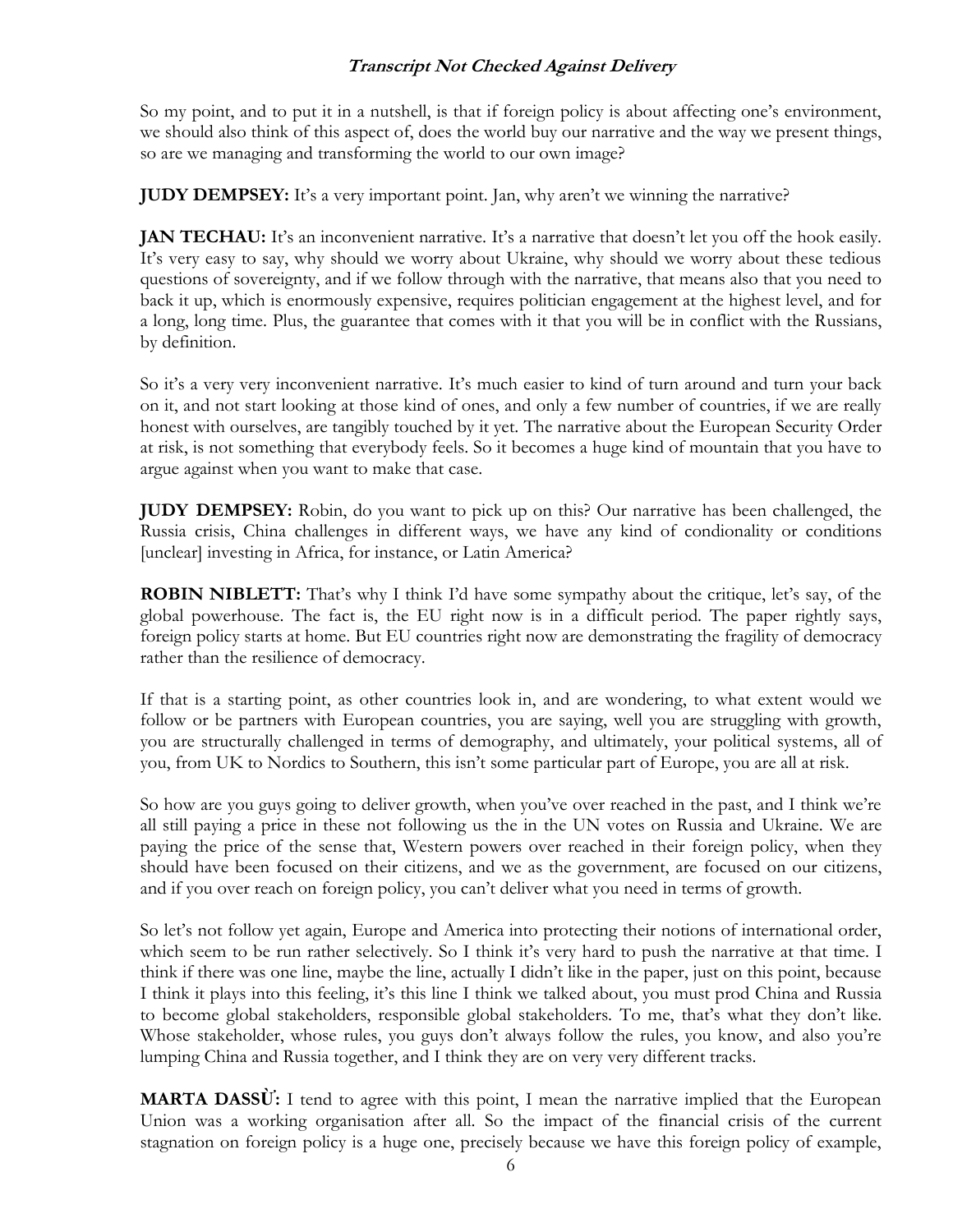So my point, and to put it in a nutshell, is that if foreign policy is about affecting one's environment, we should also think of this aspect of, does the world buy our narrative and the way we present things, so are we managing and transforming the world to our own image?

**JUDY DEMPSEY:** It's a very important point. Jan, why aren't we winning the narrative?

**JAN TECHAU:** It's an inconvenient narrative. It's a narrative that doesn't let you off the hook easily. It's very easy to say, why should we worry about Ukraine, why should we worry about these tedious questions of sovereignty, and if we follow through with the narrative, that means also that you need to back it up, which is enormously expensive, requires politician engagement at the highest level, and for a long, long time. Plus, the guarantee that comes with it that you will be in conflict with the Russians, by definition.

So it's a very very inconvenient narrative. It's much easier to kind of turn around and turn your back on it, and not start looking at those kind of ones, and only a few number of countries, if we are really honest with ourselves, are tangibly touched by it yet. The narrative about the European Security Order at risk, is not something that everybody feels. So it becomes a huge kind of mountain that you have to argue against when you want to make that case.

**JUDY DEMPSEY:** Robin, do you want to pick up on this? Our narrative has been challenged, the Russia crisis, China challenges in different ways, we have any kind of condionality or conditions [unclear] investing in Africa, for instance, or Latin America?

**ROBIN NIBLETT:** That's why I think I'd have some sympathy about the critique, let's say, of the global powerhouse. The fact is, the EU right now is in a difficult period. The paper rightly says, foreign policy starts at home. But EU countries right now are demonstrating the fragility of democracy rather than the resilience of democracy.

If that is a starting point, as other countries look in, and are wondering, to what extent would we follow or be partners with European countries, you are saying, well you are struggling with growth, you are structurally challenged in terms of demography, and ultimately, your political systems, all of you, from UK to Nordics to Southern, this isn't some particular part of Europe, you are all at risk.

So how are you guys going to deliver growth, when you've over reached in the past, and I think we're all still paying a price in these not following us the in the UN votes on Russia and Ukraine. We are paying the price of the sense that, Western powers over reached in their foreign policy, when they should have been focused on their citizens, and we as the government, are focused on our citizens, and if you over reach on foreign policy, you can't deliver what you need in terms of growth.

So let's not follow yet again, Europe and America into protecting their notions of international order, which seem to be run rather selectively. So I think it's very hard to push the narrative at that time. I think if there was one line, maybe the line, actually I didn't like in the paper, just on this point, because I think it plays into this feeling, it's this line I think we talked about, you must prod China and Russia to become global stakeholders, responsible global stakeholders. To me, that's what they don't like. Whose stakeholder, whose rules, you guys don't always follow the rules, you know, and also you're lumping China and Russia together, and I think they are on very very different tracks.

**MARTA DASSÙ:** I tend to agree with this point, I mean the narrative implied that the European Union was a working organisation after all. So the impact of the financial crisis of the current stagnation on foreign policy is a huge one, precisely because we have this foreign policy of example,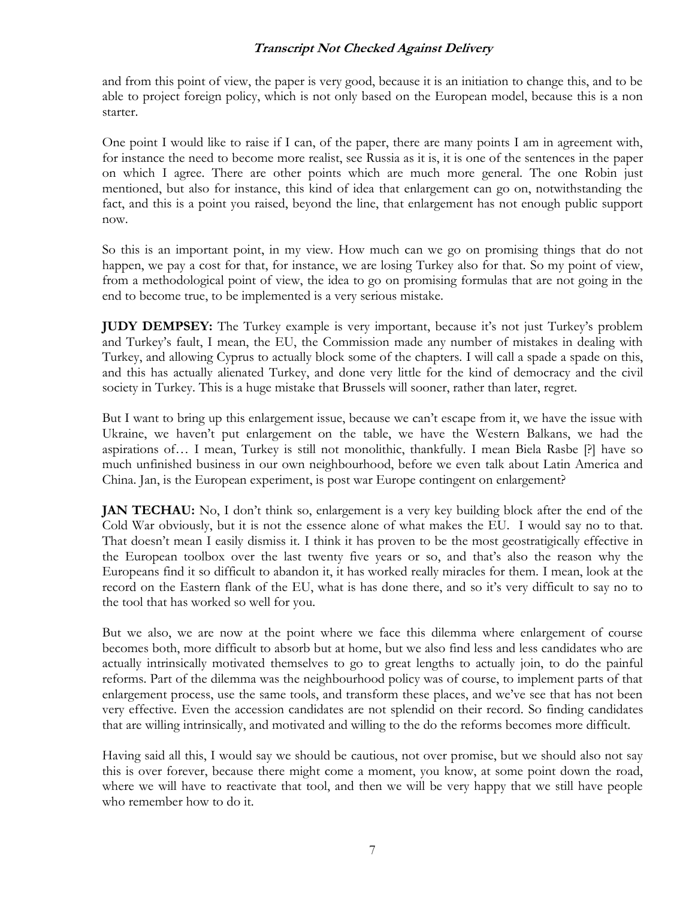and from this point of view, the paper is very good, because it is an initiation to change this, and to be able to project foreign policy, which is not only based on the European model, because this is a non starter.

One point I would like to raise if I can, of the paper, there are many points I am in agreement with, for instance the need to become more realist, see Russia as it is, it is one of the sentences in the paper on which I agree. There are other points which are much more general. The one Robin just mentioned, but also for instance, this kind of idea that enlargement can go on, notwithstanding the fact, and this is a point you raised, beyond the line, that enlargement has not enough public support now.

So this is an important point, in my view. How much can we go on promising things that do not happen, we pay a cost for that, for instance, we are losing Turkey also for that. So my point of view, from a methodological point of view, the idea to go on promising formulas that are not going in the end to become true, to be implemented is a very serious mistake.

**JUDY DEMPSEY:** The Turkey example is very important, because it's not just Turkey's problem and Turkey's fault, I mean, the EU, the Commission made any number of mistakes in dealing with Turkey, and allowing Cyprus to actually block some of the chapters. I will call a spade a spade on this, and this has actually alienated Turkey, and done very little for the kind of democracy and the civil society in Turkey. This is a huge mistake that Brussels will sooner, rather than later, regret.

But I want to bring up this enlargement issue, because we can't escape from it, we have the issue with Ukraine, we haven't put enlargement on the table, we have the Western Balkans, we had the aspirations of… I mean, Turkey is still not monolithic, thankfully. I mean Biela Rasbe [?] have so much unfinished business in our own neighbourhood, before we even talk about Latin America and China. Jan, is the European experiment, is post war Europe contingent on enlargement?

**JAN TECHAU:** No, I don't think so, enlargement is a very key building block after the end of the Cold War obviously, but it is not the essence alone of what makes the EU. I would say no to that. That doesn't mean I easily dismiss it. I think it has proven to be the most geostratigically effective in the European toolbox over the last twenty five years or so, and that's also the reason why the Europeans find it so difficult to abandon it, it has worked really miracles for them. I mean, look at the record on the Eastern flank of the EU, what is has done there, and so it's very difficult to say no to the tool that has worked so well for you.

But we also, we are now at the point where we face this dilemma where enlargement of course becomes both, more difficult to absorb but at home, but we also find less and less candidates who are actually intrinsically motivated themselves to go to great lengths to actually join, to do the painful reforms. Part of the dilemma was the neighbourhood policy was of course, to implement parts of that enlargement process, use the same tools, and transform these places, and we've see that has not been very effective. Even the accession candidates are not splendid on their record. So finding candidates that are willing intrinsically, and motivated and willing to the do the reforms becomes more difficult.

Having said all this, I would say we should be cautious, not over promise, but we should also not say this is over forever, because there might come a moment, you know, at some point down the road, where we will have to reactivate that tool, and then we will be very happy that we still have people who remember how to do it.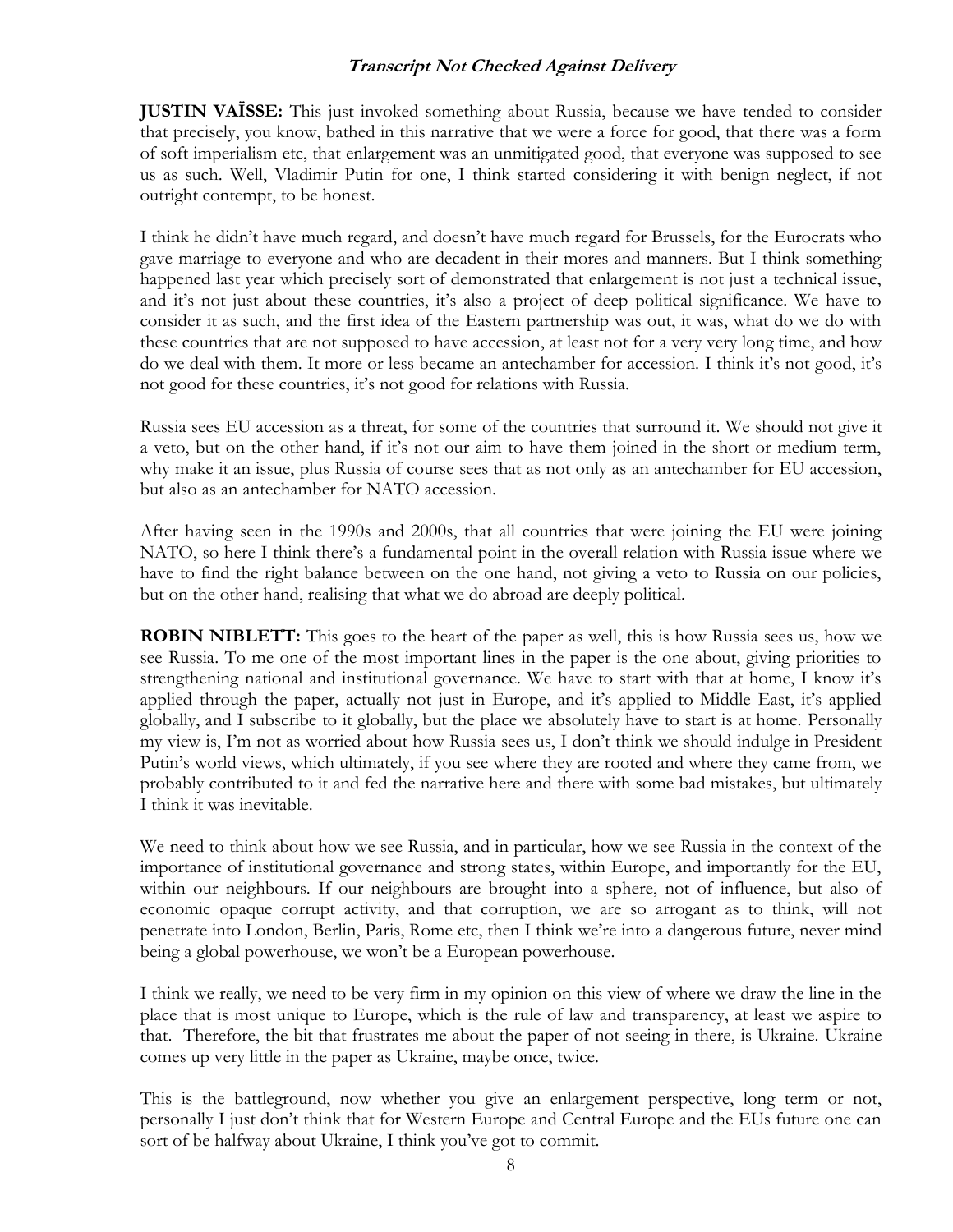**JUSTIN VAÏSSE:** This just invoked something about Russia, because we have tended to consider that precisely, you know, bathed in this narrative that we were a force for good, that there was a form of soft imperialism etc, that enlargement was an unmitigated good, that everyone was supposed to see us as such. Well, Vladimir Putin for one, I think started considering it with benign neglect, if not outright contempt, to be honest.

I think he didn't have much regard, and doesn't have much regard for Brussels, for the Eurocrats who gave marriage to everyone and who are decadent in their mores and manners. But I think something happened last year which precisely sort of demonstrated that enlargement is not just a technical issue, and it's not just about these countries, it's also a project of deep political significance. We have to consider it as such, and the first idea of the Eastern partnership was out, it was, what do we do with these countries that are not supposed to have accession, at least not for a very very long time, and how do we deal with them. It more or less became an antechamber for accession. I think it's not good, it's not good for these countries, it's not good for relations with Russia.

Russia sees EU accession as a threat, for some of the countries that surround it. We should not give it a veto, but on the other hand, if it's not our aim to have them joined in the short or medium term, why make it an issue, plus Russia of course sees that as not only as an antechamber for EU accession, but also as an antechamber for NATO accession.

After having seen in the 1990s and 2000s, that all countries that were joining the EU were joining NATO, so here I think there's a fundamental point in the overall relation with Russia issue where we have to find the right balance between on the one hand, not giving a veto to Russia on our policies, but on the other hand, realising that what we do abroad are deeply political.

**ROBIN NIBLETT:** This goes to the heart of the paper as well, this is how Russia sees us, how we see Russia. To me one of the most important lines in the paper is the one about, giving priorities to strengthening national and institutional governance. We have to start with that at home, I know it's applied through the paper, actually not just in Europe, and it's applied to Middle East, it's applied globally, and I subscribe to it globally, but the place we absolutely have to start is at home. Personally my view is, I'm not as worried about how Russia sees us, I don't think we should indulge in President Putin's world views, which ultimately, if you see where they are rooted and where they came from, we probably contributed to it and fed the narrative here and there with some bad mistakes, but ultimately I think it was inevitable.

We need to think about how we see Russia, and in particular, how we see Russia in the context of the importance of institutional governance and strong states, within Europe, and importantly for the EU, within our neighbours. If our neighbours are brought into a sphere, not of influence, but also of economic opaque corrupt activity, and that corruption, we are so arrogant as to think, will not penetrate into London, Berlin, Paris, Rome etc, then I think we're into a dangerous future, never mind being a global powerhouse, we won't be a European powerhouse.

I think we really, we need to be very firm in my opinion on this view of where we draw the line in the place that is most unique to Europe, which is the rule of law and transparency, at least we aspire to that. Therefore, the bit that frustrates me about the paper of not seeing in there, is Ukraine. Ukraine comes up very little in the paper as Ukraine, maybe once, twice.

This is the battleground, now whether you give an enlargement perspective, long term or not, personally I just don't think that for Western Europe and Central Europe and the EUs future one can sort of be halfway about Ukraine, I think you've got to commit.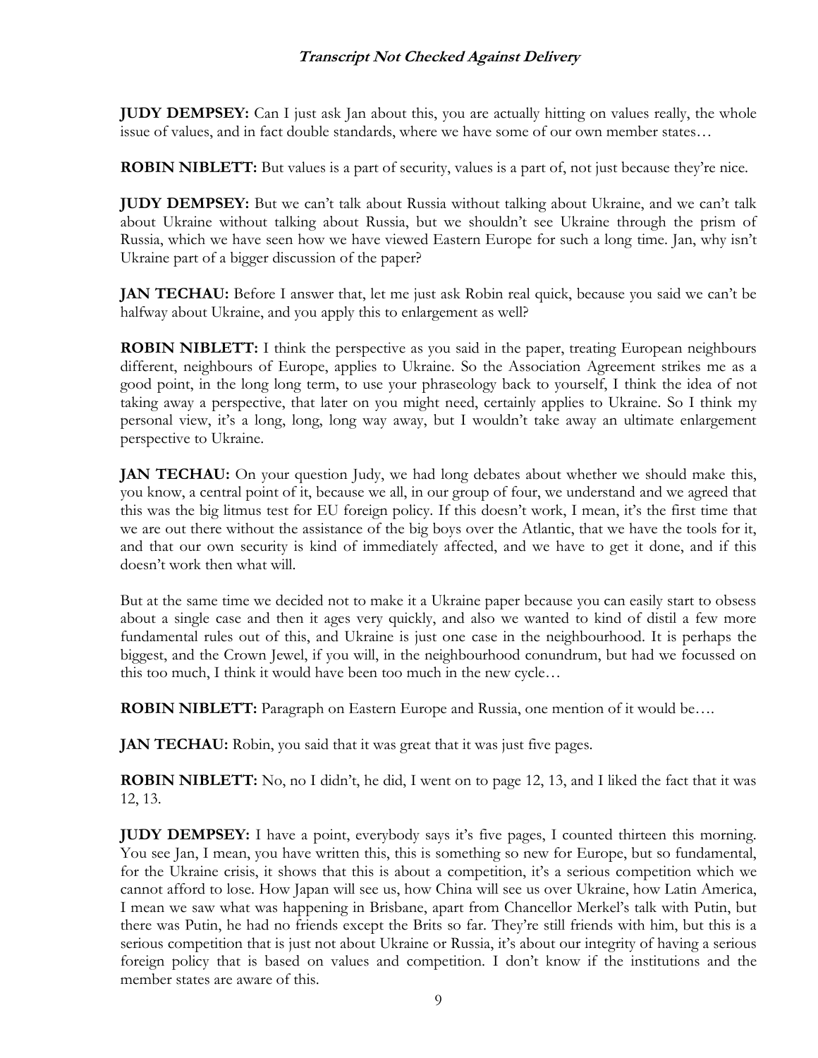**JUDY DEMPSEY:** Can I just ask Jan about this, you are actually hitting on values really, the whole issue of values, and in fact double standards, where we have some of our own member states…

**ROBIN NIBLETT:** But values is a part of security, values is a part of, not just because they're nice.

**JUDY DEMPSEY:** But we can't talk about Russia without talking about Ukraine, and we can't talk about Ukraine without talking about Russia, but we shouldn't see Ukraine through the prism of Russia, which we have seen how we have viewed Eastern Europe for such a long time. Jan, why isn't Ukraine part of a bigger discussion of the paper?

**JAN TECHAU:** Before I answer that, let me just ask Robin real quick, because you said we can't be halfway about Ukraine, and you apply this to enlargement as well?

**ROBIN NIBLETT:** I think the perspective as you said in the paper, treating European neighbours different, neighbours of Europe, applies to Ukraine. So the Association Agreement strikes me as a good point, in the long long term, to use your phraseology back to yourself, I think the idea of not taking away a perspective, that later on you might need, certainly applies to Ukraine. So I think my personal view, it's a long, long, long way away, but I wouldn't take away an ultimate enlargement perspective to Ukraine.

**JAN TECHAU:** On your question Judy, we had long debates about whether we should make this, you know, a central point of it, because we all, in our group of four, we understand and we agreed that this was the big litmus test for EU foreign policy. If this doesn't work, I mean, it's the first time that we are out there without the assistance of the big boys over the Atlantic, that we have the tools for it, and that our own security is kind of immediately affected, and we have to get it done, and if this doesn't work then what will.

But at the same time we decided not to make it a Ukraine paper because you can easily start to obsess about a single case and then it ages very quickly, and also we wanted to kind of distil a few more fundamental rules out of this, and Ukraine is just one case in the neighbourhood. It is perhaps the biggest, and the Crown Jewel, if you will, in the neighbourhood conundrum, but had we focussed on this too much, I think it would have been too much in the new cycle…

**ROBIN NIBLETT:** Paragraph on Eastern Europe and Russia, one mention of it would be….

**JAN TECHAU:** Robin, you said that it was great that it was just five pages.

**ROBIN NIBLETT:** No, no I didn't, he did, I went on to page 12, 13, and I liked the fact that it was 12, 13.

**JUDY DEMPSEY:** I have a point, everybody says it's five pages, I counted thirteen this morning. You see Jan, I mean, you have written this, this is something so new for Europe, but so fundamental, for the Ukraine crisis, it shows that this is about a competition, it's a serious competition which we cannot afford to lose. How Japan will see us, how China will see us over Ukraine, how Latin America, I mean we saw what was happening in Brisbane, apart from Chancellor Merkel's talk with Putin, but there was Putin, he had no friends except the Brits so far. They're still friends with him, but this is a serious competition that is just not about Ukraine or Russia, it's about our integrity of having a serious foreign policy that is based on values and competition. I don't know if the institutions and the member states are aware of this.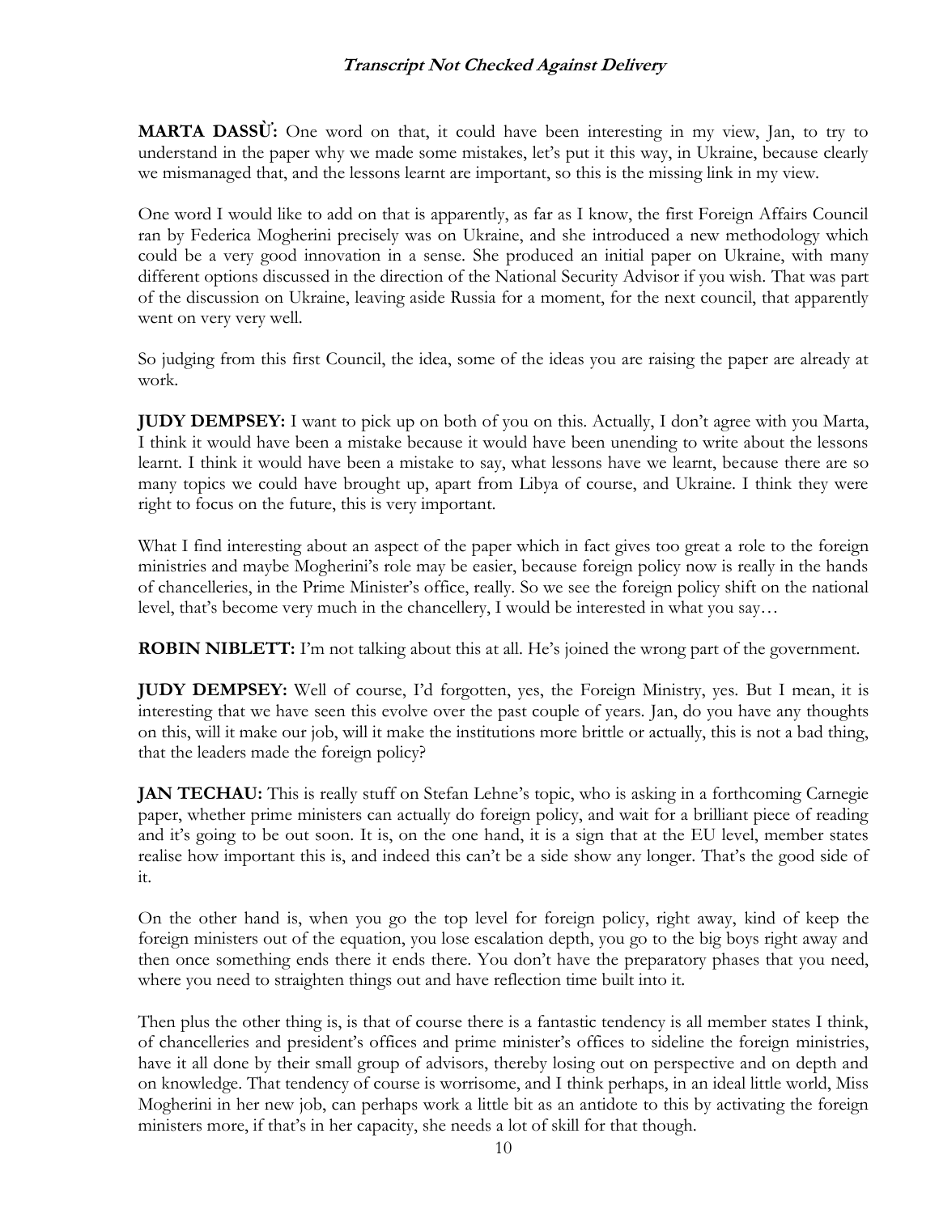**MARTA DASSÙ:** One word on that, it could have been interesting in my view, Jan, to try to understand in the paper why we made some mistakes, let's put it this way, in Ukraine, because clearly we mismanaged that, and the lessons learnt are important, so this is the missing link in my view.

One word I would like to add on that is apparently, as far as I know, the first Foreign Affairs Council ran by Federica Mogherini precisely was on Ukraine, and she introduced a new methodology which could be a very good innovation in a sense. She produced an initial paper on Ukraine, with many different options discussed in the direction of the National Security Advisor if you wish. That was part of the discussion on Ukraine, leaving aside Russia for a moment, for the next council, that apparently went on very very well.

So judging from this first Council, the idea, some of the ideas you are raising the paper are already at work.

**JUDY DEMPSEY:** I want to pick up on both of you on this. Actually, I don't agree with you Marta, I think it would have been a mistake because it would have been unending to write about the lessons learnt. I think it would have been a mistake to say, what lessons have we learnt, because there are so many topics we could have brought up, apart from Libya of course, and Ukraine. I think they were right to focus on the future, this is very important.

What I find interesting about an aspect of the paper which in fact gives too great a role to the foreign ministries and maybe Mogherini's role may be easier, because foreign policy now is really in the hands of chancelleries, in the Prime Minister's office, really. So we see the foreign policy shift on the national level, that's become very much in the chancellery, I would be interested in what you say…

**ROBIN NIBLETT:** I'm not talking about this at all. He's joined the wrong part of the government.

**JUDY DEMPSEY:** Well of course, I'd forgotten, yes, the Foreign Ministry, yes. But I mean, it is interesting that we have seen this evolve over the past couple of years. Jan, do you have any thoughts on this, will it make our job, will it make the institutions more brittle or actually, this is not a bad thing, that the leaders made the foreign policy?

**JAN TECHAU:** This is really stuff on Stefan Lehne's topic, who is asking in a forthcoming Carnegie paper, whether prime ministers can actually do foreign policy, and wait for a brilliant piece of reading and it's going to be out soon. It is, on the one hand, it is a sign that at the EU level, member states realise how important this is, and indeed this can't be a side show any longer. That's the good side of it.

On the other hand is, when you go the top level for foreign policy, right away, kind of keep the foreign ministers out of the equation, you lose escalation depth, you go to the big boys right away and then once something ends there it ends there. You don't have the preparatory phases that you need, where you need to straighten things out and have reflection time built into it.

Then plus the other thing is, is that of course there is a fantastic tendency is all member states I think, of chancelleries and president's offices and prime minister's offices to sideline the foreign ministries, have it all done by their small group of advisors, thereby losing out on perspective and on depth and on knowledge. That tendency of course is worrisome, and I think perhaps, in an ideal little world, Miss Mogherini in her new job, can perhaps work a little bit as an antidote to this by activating the foreign ministers more, if that's in her capacity, she needs a lot of skill for that though.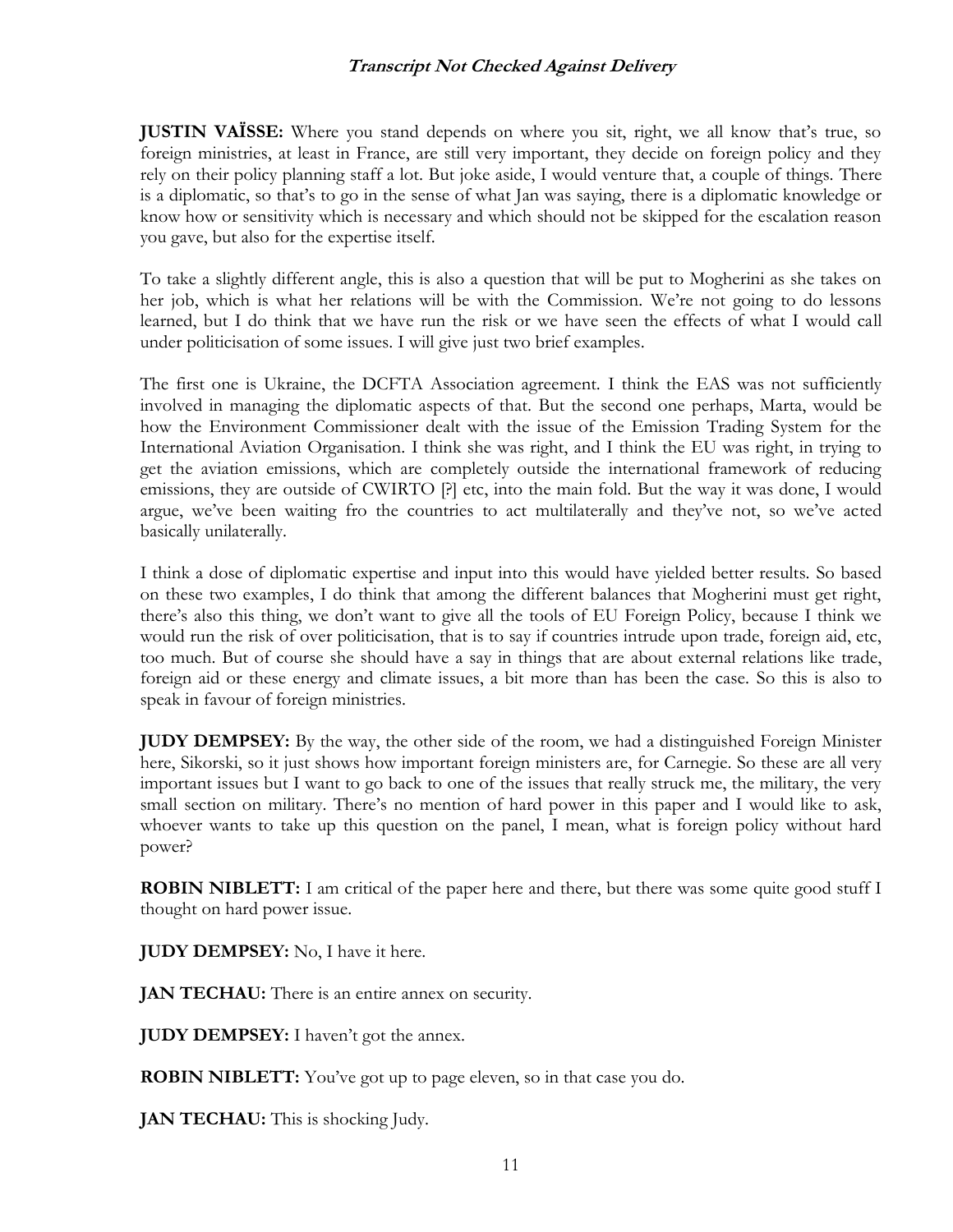**JUSTIN VAÏSSE:** Where you stand depends on where you sit, right, we all know that's true, so foreign ministries, at least in France, are still very important, they decide on foreign policy and they rely on their policy planning staff a lot. But joke aside, I would venture that, a couple of things. There is a diplomatic, so that's to go in the sense of what Jan was saying, there is a diplomatic knowledge or know how or sensitivity which is necessary and which should not be skipped for the escalation reason you gave, but also for the expertise itself.

To take a slightly different angle, this is also a question that will be put to Mogherini as she takes on her job, which is what her relations will be with the Commission. We're not going to do lessons learned, but I do think that we have run the risk or we have seen the effects of what I would call under politicisation of some issues. I will give just two brief examples.

The first one is Ukraine, the DCFTA Association agreement. I think the EAS was not sufficiently involved in managing the diplomatic aspects of that. But the second one perhaps, Marta, would be how the Environment Commissioner dealt with the issue of the Emission Trading System for the International Aviation Organisation. I think she was right, and I think the EU was right, in trying to get the aviation emissions, which are completely outside the international framework of reducing emissions, they are outside of CWIRTO [?] etc, into the main fold. But the way it was done, I would argue, we've been waiting fro the countries to act multilaterally and they've not, so we've acted basically unilaterally.

I think a dose of diplomatic expertise and input into this would have yielded better results. So based on these two examples, I do think that among the different balances that Mogherini must get right, there's also this thing, we don't want to give all the tools of EU Foreign Policy, because I think we would run the risk of over politicisation, that is to say if countries intrude upon trade, foreign aid, etc, too much. But of course she should have a say in things that are about external relations like trade, foreign aid or these energy and climate issues, a bit more than has been the case. So this is also to speak in favour of foreign ministries.

**JUDY DEMPSEY:** By the way, the other side of the room, we had a distinguished Foreign Minister here, Sikorski, so it just shows how important foreign ministers are, for Carnegie. So these are all very important issues but I want to go back to one of the issues that really struck me, the military, the very small section on military. There's no mention of hard power in this paper and I would like to ask, whoever wants to take up this question on the panel, I mean, what is foreign policy without hard power?

**ROBIN NIBLETT:** I am critical of the paper here and there, but there was some quite good stuff I thought on hard power issue.

**JUDY DEMPSEY:** No, I have it here.

**JAN TECHAU:** There is an entire annex on security.

**JUDY DEMPSEY:** I haven't got the annex.

**ROBIN NIBLETT:** You've got up to page eleven, so in that case you do.

**JAN TECHAU:** This is shocking Judy.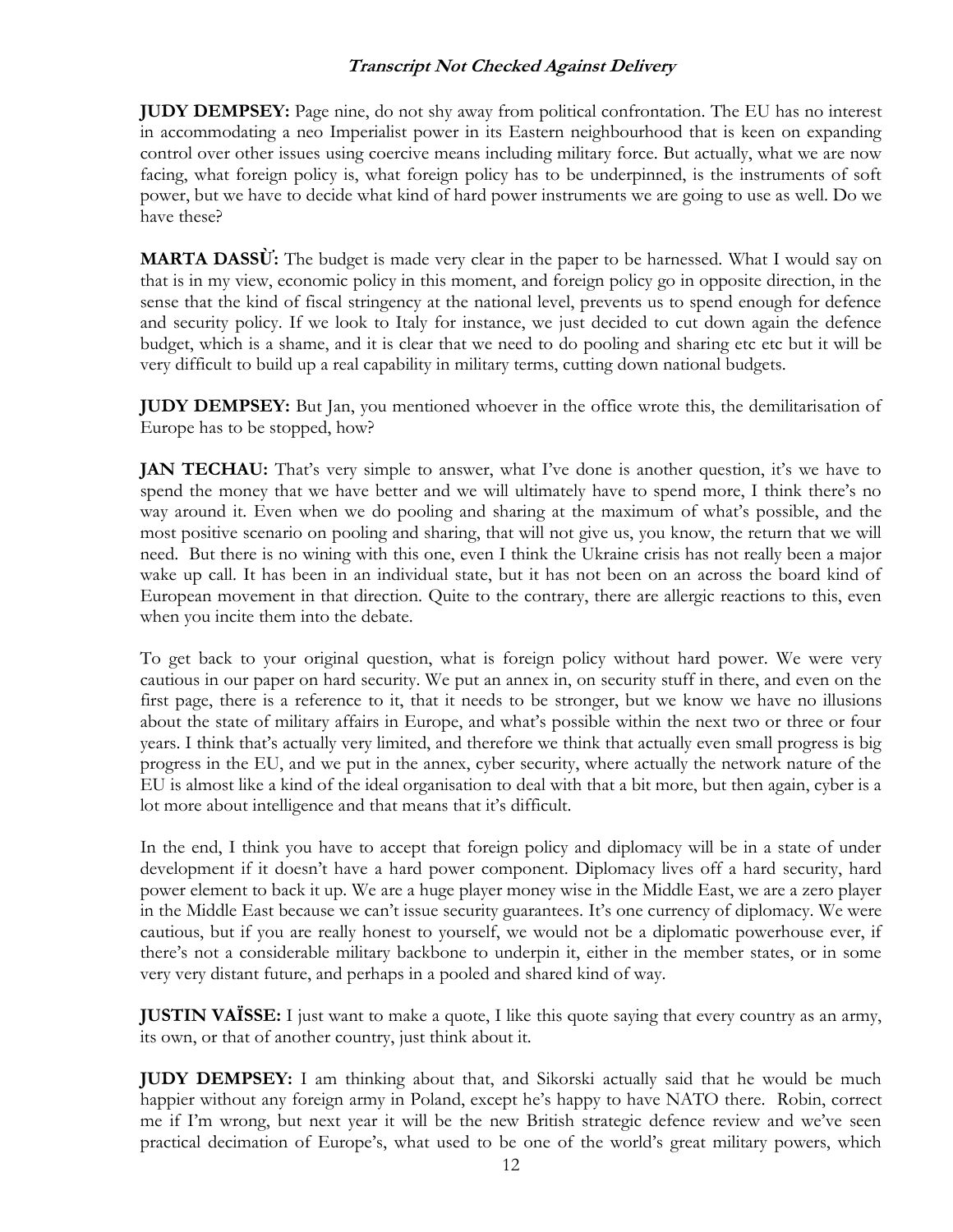**JUDY DEMPSEY:** Page nine, do not shy away from political confrontation. The EU has no interest in accommodating a neo Imperialist power in its Eastern neighbourhood that is keen on expanding control over other issues using coercive means including military force. But actually, what we are now facing, what foreign policy is, what foreign policy has to be underpinned, is the instruments of soft power, but we have to decide what kind of hard power instruments we are going to use as well. Do we have these?

**MARTA DASSÙ:** The budget is made very clear in the paper to be harnessed. What I would say on that is in my view, economic policy in this moment, and foreign policy go in opposite direction, in the sense that the kind of fiscal stringency at the national level, prevents us to spend enough for defence and security policy. If we look to Italy for instance, we just decided to cut down again the defence budget, which is a shame, and it is clear that we need to do pooling and sharing etc etc but it will be very difficult to build up a real capability in military terms, cutting down national budgets.

**JUDY DEMPSEY:** But Jan, you mentioned whoever in the office wrote this, the demilitarisation of Europe has to be stopped, how?

**JAN TECHAU:** That's very simple to answer, what I've done is another question, it's we have to spend the money that we have better and we will ultimately have to spend more, I think there's no way around it. Even when we do pooling and sharing at the maximum of what's possible, and the most positive scenario on pooling and sharing, that will not give us, you know, the return that we will need. But there is no wining with this one, even I think the Ukraine crisis has not really been a major wake up call. It has been in an individual state, but it has not been on an across the board kind of European movement in that direction. Quite to the contrary, there are allergic reactions to this, even when you incite them into the debate.

To get back to your original question, what is foreign policy without hard power. We were very cautious in our paper on hard security. We put an annex in, on security stuff in there, and even on the first page, there is a reference to it, that it needs to be stronger, but we know we have no illusions about the state of military affairs in Europe, and what's possible within the next two or three or four years. I think that's actually very limited, and therefore we think that actually even small progress is big progress in the EU, and we put in the annex, cyber security, where actually the network nature of the EU is almost like a kind of the ideal organisation to deal with that a bit more, but then again, cyber is a lot more about intelligence and that means that it's difficult.

In the end, I think you have to accept that foreign policy and diplomacy will be in a state of under development if it doesn't have a hard power component. Diplomacy lives off a hard security, hard power element to back it up. We are a huge player money wise in the Middle East, we are a zero player in the Middle East because we can't issue security guarantees. It's one currency of diplomacy. We were cautious, but if you are really honest to yourself, we would not be a diplomatic powerhouse ever, if there's not a considerable military backbone to underpin it, either in the member states, or in some very very distant future, and perhaps in a pooled and shared kind of way.

**JUSTIN VAÏSSE:** I just want to make a quote, I like this quote saying that every country as an army, its own, or that of another country, just think about it.

**JUDY DEMPSEY:** I am thinking about that, and Sikorski actually said that he would be much happier without any foreign army in Poland, except he's happy to have NATO there. Robin, correct me if I'm wrong, but next year it will be the new British strategic defence review and we've seen practical decimation of Europe's, what used to be one of the world's great military powers, which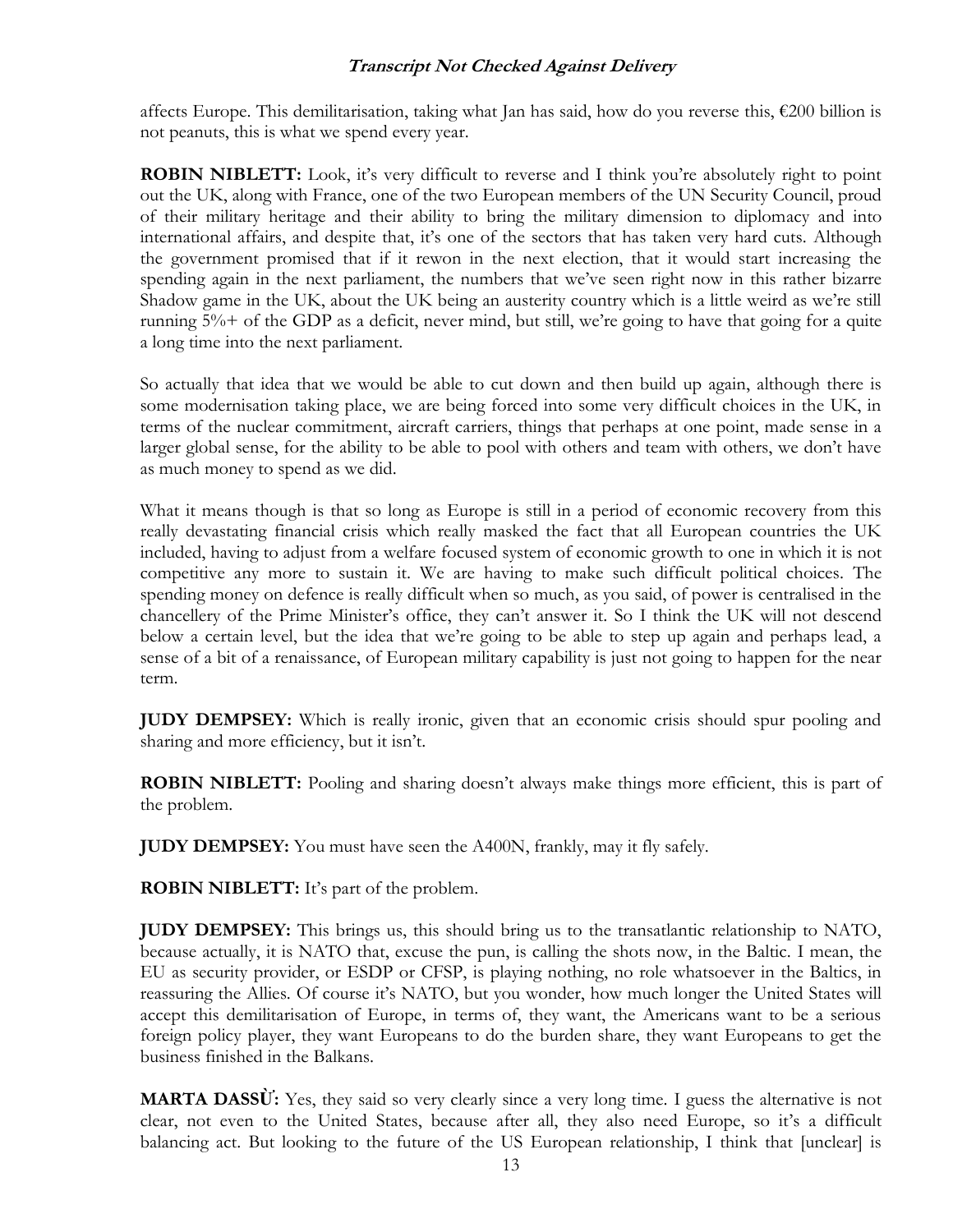affects Europe. This demilitarisation, taking what Jan has said, how do you reverse this, €200 billion is not peanuts, this is what we spend every year.

**ROBIN NIBLETT:** Look, it's very difficult to reverse and I think you're absolutely right to point out the UK, along with France, one of the two European members of the UN Security Council, proud of their military heritage and their ability to bring the military dimension to diplomacy and into international affairs, and despite that, it's one of the sectors that has taken very hard cuts. Although the government promised that if it rewon in the next election, that it would start increasing the spending again in the next parliament, the numbers that we've seen right now in this rather bizarre Shadow game in the UK, about the UK being an austerity country which is a little weird as we're still running 5%+ of the GDP as a deficit, never mind, but still, we're going to have that going for a quite a long time into the next parliament.

So actually that idea that we would be able to cut down and then build up again, although there is some modernisation taking place, we are being forced into some very difficult choices in the UK, in terms of the nuclear commitment, aircraft carriers, things that perhaps at one point, made sense in a larger global sense, for the ability to be able to pool with others and team with others, we don't have as much money to spend as we did.

What it means though is that so long as Europe is still in a period of economic recovery from this really devastating financial crisis which really masked the fact that all European countries the UK included, having to adjust from a welfare focused system of economic growth to one in which it is not competitive any more to sustain it. We are having to make such difficult political choices. The spending money on defence is really difficult when so much, as you said, of power is centralised in the chancellery of the Prime Minister's office, they can't answer it. So I think the UK will not descend below a certain level, but the idea that we're going to be able to step up again and perhaps lead, a sense of a bit of a renaissance, of European military capability is just not going to happen for the near term.

**JUDY DEMPSEY:** Which is really ironic, given that an economic crisis should spur pooling and sharing and more efficiency, but it isn't.

**ROBIN NIBLETT:** Pooling and sharing doesn't always make things more efficient, this is part of the problem.

**JUDY DEMPSEY:** You must have seen the A400N, frankly, may it fly safely.

**ROBIN NIBLETT:** It's part of the problem.

**JUDY DEMPSEY:** This brings us, this should bring us to the transatlantic relationship to NATO, because actually, it is NATO that, excuse the pun, is calling the shots now, in the Baltic. I mean, the EU as security provider, or ESDP or CFSP, is playing nothing, no role whatsoever in the Baltics, in reassuring the Allies. Of course it's NATO, but you wonder, how much longer the United States will accept this demilitarisation of Europe, in terms of, they want, the Americans want to be a serious foreign policy player, they want Europeans to do the burden share, they want Europeans to get the business finished in the Balkans.

**MARTA DASSÙ:** Yes, they said so very clearly since a very long time. I guess the alternative is not clear, not even to the United States, because after all, they also need Europe, so it's a difficult balancing act. But looking to the future of the US European relationship, I think that [unclear] is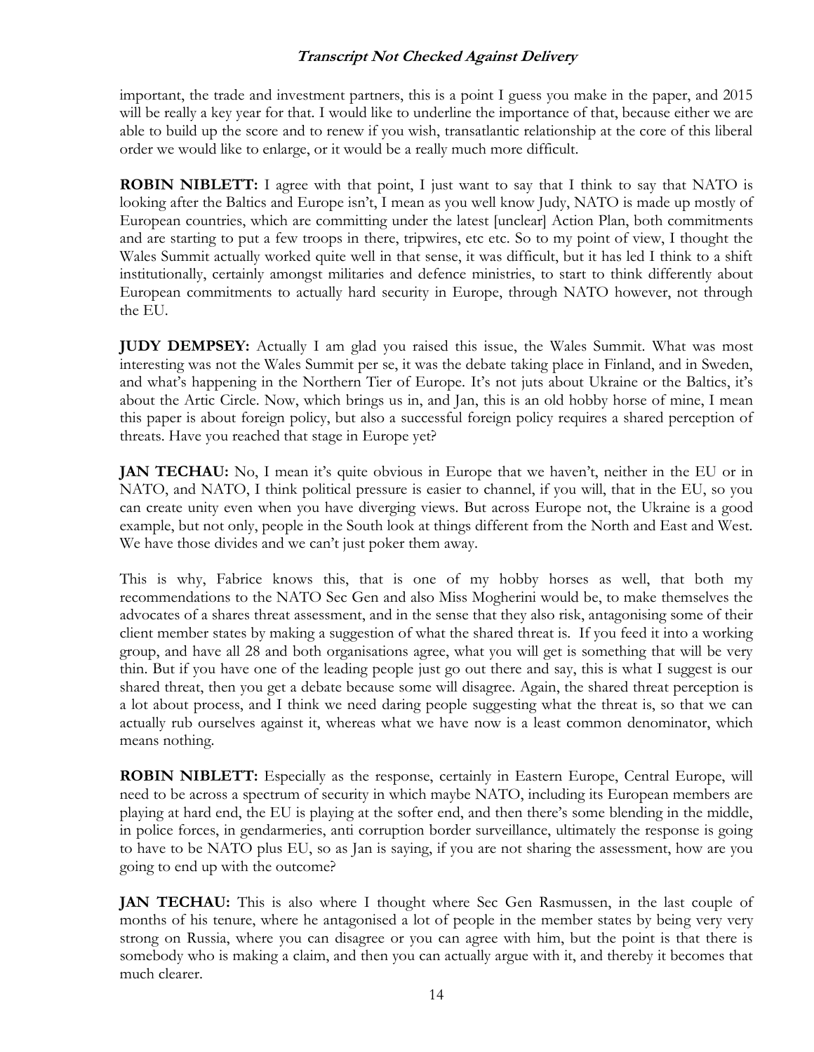important, the trade and investment partners, this is a point I guess you make in the paper, and 2015 will be really a key year for that. I would like to underline the importance of that, because either we are able to build up the score and to renew if you wish, transatlantic relationship at the core of this liberal order we would like to enlarge, or it would be a really much more difficult.

**ROBIN NIBLETT:** I agree with that point, I just want to say that I think to say that NATO is looking after the Baltics and Europe isn't, I mean as you well know Judy, NATO is made up mostly of European countries, which are committing under the latest [unclear] Action Plan, both commitments and are starting to put a few troops in there, tripwires, etc etc. So to my point of view, I thought the Wales Summit actually worked quite well in that sense, it was difficult, but it has led I think to a shift institutionally, certainly amongst militaries and defence ministries, to start to think differently about European commitments to actually hard security in Europe, through NATO however, not through the EU.

**JUDY DEMPSEY:** Actually I am glad you raised this issue, the Wales Summit. What was most interesting was not the Wales Summit per se, it was the debate taking place in Finland, and in Sweden, and what's happening in the Northern Tier of Europe. It's not juts about Ukraine or the Baltics, it's about the Artic Circle. Now, which brings us in, and Jan, this is an old hobby horse of mine, I mean this paper is about foreign policy, but also a successful foreign policy requires a shared perception of threats. Have you reached that stage in Europe yet?

**JAN TECHAU:** No, I mean it's quite obvious in Europe that we haven't, neither in the EU or in NATO, and NATO, I think political pressure is easier to channel, if you will, that in the EU, so you can create unity even when you have diverging views. But across Europe not, the Ukraine is a good example, but not only, people in the South look at things different from the North and East and West. We have those divides and we can't just poker them away.

This is why, Fabrice knows this, that is one of my hobby horses as well, that both my recommendations to the NATO Sec Gen and also Miss Mogherini would be, to make themselves the advocates of a shares threat assessment, and in the sense that they also risk, antagonising some of their client member states by making a suggestion of what the shared threat is. If you feed it into a working group, and have all 28 and both organisations agree, what you will get is something that will be very thin. But if you have one of the leading people just go out there and say, this is what I suggest is our shared threat, then you get a debate because some will disagree. Again, the shared threat perception is a lot about process, and I think we need daring people suggesting what the threat is, so that we can actually rub ourselves against it, whereas what we have now is a least common denominator, which means nothing.

**ROBIN NIBLETT:** Especially as the response, certainly in Eastern Europe, Central Europe, will need to be across a spectrum of security in which maybe NATO, including its European members are playing at hard end, the EU is playing at the softer end, and then there's some blending in the middle, in police forces, in gendarmeries, anti corruption border surveillance, ultimately the response is going to have to be NATO plus EU, so as Jan is saying, if you are not sharing the assessment, how are you going to end up with the outcome?

**JAN TECHAU:** This is also where I thought where Sec Gen Rasmussen, in the last couple of months of his tenure, where he antagonised a lot of people in the member states by being very very strong on Russia, where you can disagree or you can agree with him, but the point is that there is somebody who is making a claim, and then you can actually argue with it, and thereby it becomes that much clearer.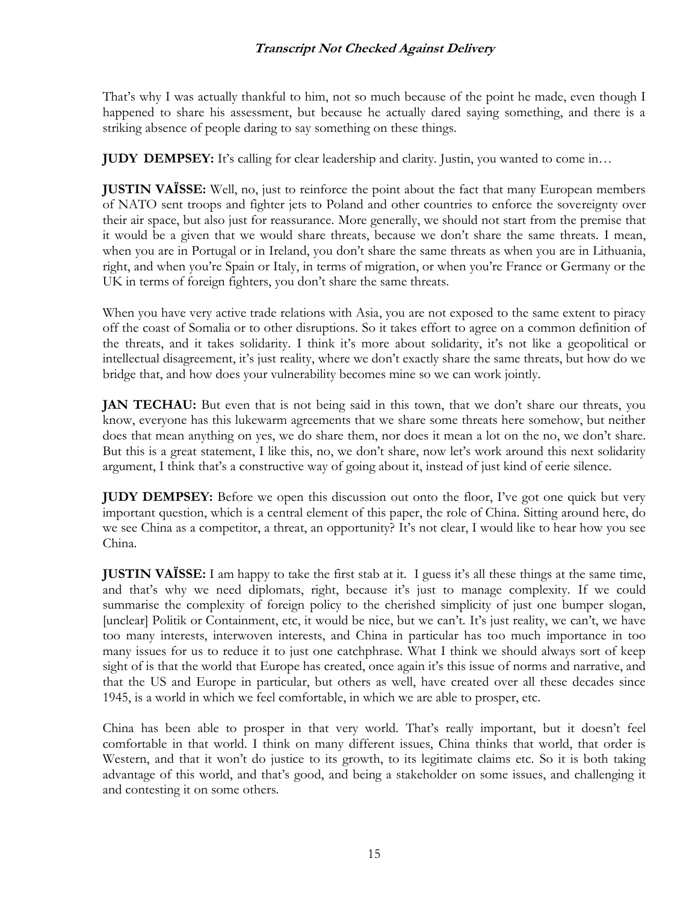That's why I was actually thankful to him, not so much because of the point he made, even though I happened to share his assessment, but because he actually dared saying something, and there is a striking absence of people daring to say something on these things.

**JUDY DEMPSEY:** It's calling for clear leadership and clarity. Justin, you wanted to come in…

**JUSTIN VAÏSSE:** Well, no, just to reinforce the point about the fact that many European members of NATO sent troops and fighter jets to Poland and other countries to enforce the sovereignty over their air space, but also just for reassurance. More generally, we should not start from the premise that it would be a given that we would share threats, because we don't share the same threats. I mean, when you are in Portugal or in Ireland, you don't share the same threats as when you are in Lithuania, right, and when you're Spain or Italy, in terms of migration, or when you're France or Germany or the UK in terms of foreign fighters, you don't share the same threats.

When you have very active trade relations with Asia, you are not exposed to the same extent to piracy off the coast of Somalia or to other disruptions. So it takes effort to agree on a common definition of the threats, and it takes solidarity. I think it's more about solidarity, it's not like a geopolitical or intellectual disagreement, it's just reality, where we don't exactly share the same threats, but how do we bridge that, and how does your vulnerability becomes mine so we can work jointly.

**JAN TECHAU:** But even that is not being said in this town, that we don't share our threats, you know, everyone has this lukewarm agreements that we share some threats here somehow, but neither does that mean anything on yes, we do share them, nor does it mean a lot on the no, we don't share. But this is a great statement, I like this, no, we don't share, now let's work around this next solidarity argument, I think that's a constructive way of going about it, instead of just kind of eerie silence.

**JUDY DEMPSEY:** Before we open this discussion out onto the floor, I've got one quick but very important question, which is a central element of this paper, the role of China. Sitting around here, do we see China as a competitor, a threat, an opportunity? It's not clear, I would like to hear how you see China.

**JUSTIN VAÏSSE:** I am happy to take the first stab at it. I guess it's all these things at the same time, and that's why we need diplomats, right, because it's just to manage complexity. If we could summarise the complexity of foreign policy to the cherished simplicity of just one bumper slogan, [unclear] Politik or Containment, etc, it would be nice, but we can't. It's just reality, we can't, we have too many interests, interwoven interests, and China in particular has too much importance in too many issues for us to reduce it to just one catchphrase. What I think we should always sort of keep sight of is that the world that Europe has created, once again it's this issue of norms and narrative, and that the US and Europe in particular, but others as well, have created over all these decades since 1945, is a world in which we feel comfortable, in which we are able to prosper, etc.

China has been able to prosper in that very world. That's really important, but it doesn't feel comfortable in that world. I think on many different issues, China thinks that world, that order is Western, and that it won't do justice to its growth, to its legitimate claims etc. So it is both taking advantage of this world, and that's good, and being a stakeholder on some issues, and challenging it and contesting it on some others.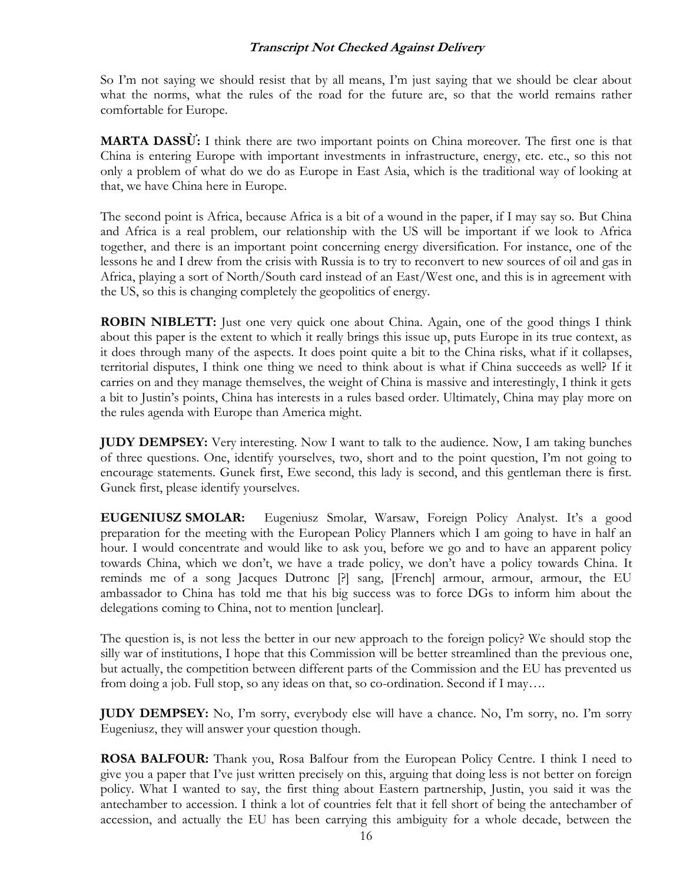So I'm not saying we should resist that by all means, I'm just saying that we should be clear about what the norms, what the rules of the road for the future are, so that the world remains rather comfortable for Europe.

**MARTA DASSÙ:** I think there are two important points on China moreover. The first one is that China is entering Europe with important investments in infrastructure, energy, etc. etc., so this not only a problem of what do we do as Europe in East Asia, which is the traditional way of looking at that, we have China here in Europe.

The second point is Africa, because Africa is a bit of a wound in the paper, if I may say so. But China and Africa is a real problem, our relationship with the US will be important if we look to Africa together, and there is an important point concerning energy diversification. For instance, one of the lessons he and I drew from the crisis with Russia is to try to reconvert to new sources of oil and gas in Africa, playing a sort of North/South card instead of an East/West one, and this is in agreement with the US, so this is changing completely the geopolitics of energy.

**ROBIN NIBLETT:** Just one very quick one about China. Again, one of the good things I think about this paper is the extent to which it really brings this issue up, puts Europe in its true context, as it does through many of the aspects. It does point quite a bit to the China risks, what if it collapses, territorial disputes, I think one thing we need to think about is what if China succeeds as well? If it carries on and they manage themselves, the weight of China is massive and interestingly, I think it gets a bit to Justin's points, China has interests in a rules based order. Ultimately, China may play more on the rules agenda with Europe than America might.

**JUDY DEMPSEY:** Very interesting. Now I want to talk to the audience. Now, I am taking bunches of three questions. One, identify yourselves, two, short and to the point question, I'm not going to encourage statements. Gunek first, Ewe second, this lady is second, and this gentleman there is first. Gunek first, please identify yourselves.

**EUGENIUSZ SMOLAR:** Eugeniusz Smolar, Warsaw, Foreign Policy Analyst. It's a good preparation for the meeting with the European Policy Planners which I am going to have in half an hour. I would concentrate and would like to ask you, before we go and to have an apparent policy towards China, which we don't, we have a trade policy, we don't have a policy towards China. It reminds me of a song Jacques Dutronc [?] sang, [French] armour, armour, armour, the EU ambassador to China has told me that his big success was to force DGs to inform him about the delegations coming to China, not to mention [unclear].

The question is, is not less the better in our new approach to the foreign policy? We should stop the silly war of institutions, I hope that this Commission will be better streamlined than the previous one, but actually, the competition between different parts of the Commission and the EU has prevented us from doing a job. Full stop, so any ideas on that, so co-ordination. Second if I may….

**JUDY DEMPSEY:** No, I'm sorry, everybody else will have a chance. No, I'm sorry, no. I'm sorry Eugeniusz, they will answer your question though.

**ROSA BALFOUR:** Thank you, Rosa Balfour from the European Policy Centre. I think I need to give you a paper that I've just written precisely on this, arguing that doing less is not better on foreign policy. What I wanted to say, the first thing about Eastern partnership, Justin, you said it was the antechamber to accession. I think a lot of countries felt that it fell short of being the antechamber of accession, and actually the EU has been carrying this ambiguity for a whole decade, between the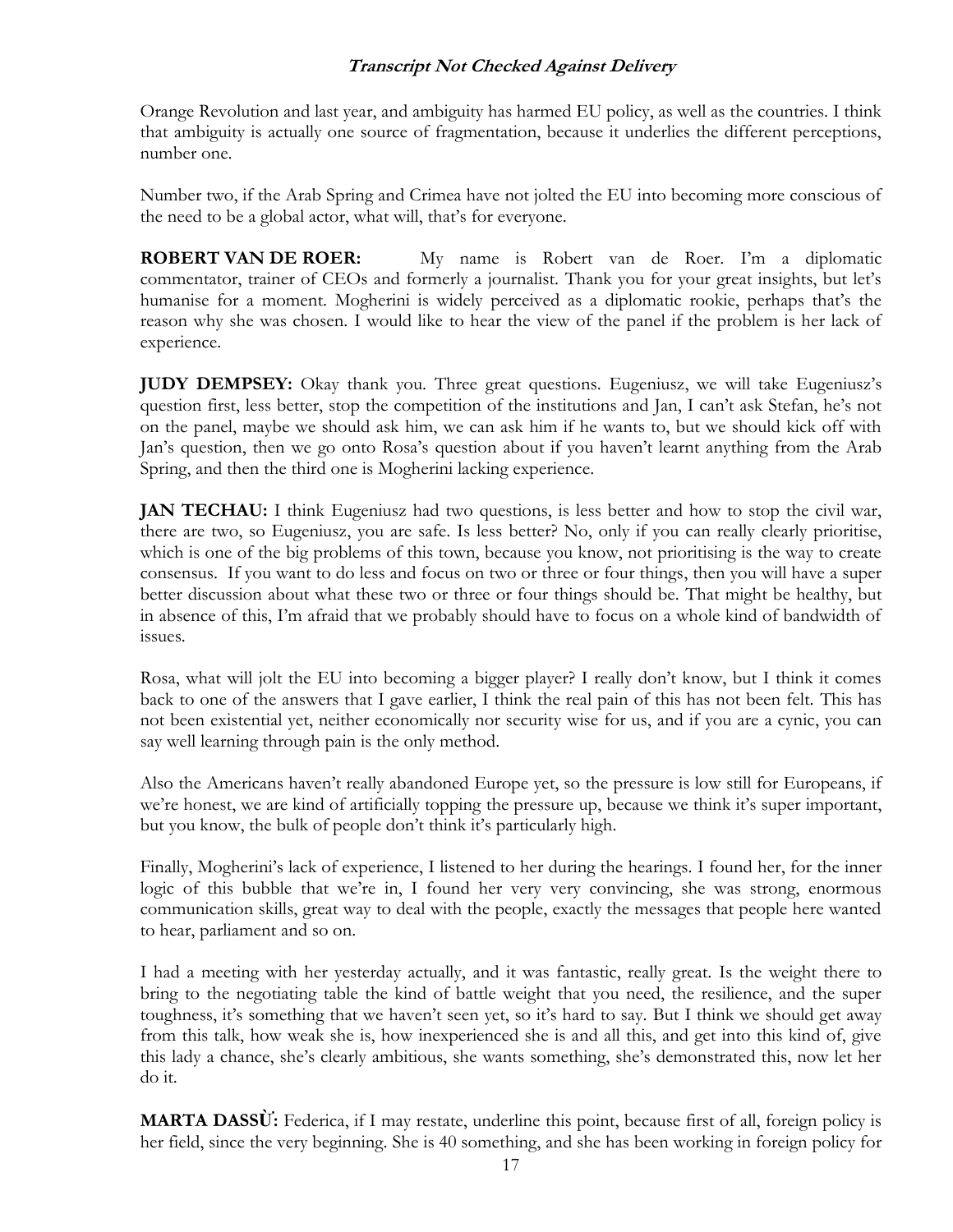Orange Revolution and last year, and ambiguity has harmed EU policy, as well as the countries. I think that ambiguity is actually one source of fragmentation, because it underlies the different perceptions, number one.

Number two, if the Arab Spring and Crimea have not jolted the EU into becoming more conscious of the need to be a global actor, what will, that's for everyone.

**ROBERT VAN DE ROER:** My name is Robert van de Roer. I'm a diplomatic commentator, trainer of CEOs and formerly a journalist. Thank you for your great insights, but let's humanise for a moment. Mogherini is widely perceived as a diplomatic rookie, perhaps that's the reason why she was chosen. I would like to hear the view of the panel if the problem is her lack of experience.

**JUDY DEMPSEY:** Okay thank you. Three great questions. Eugeniusz, we will take Eugeniusz's question first, less better, stop the competition of the institutions and Jan, I can't ask Stefan, he's not on the panel, maybe we should ask him, we can ask him if he wants to, but we should kick off with Jan's question, then we go onto Rosa's question about if you haven't learnt anything from the Arab Spring, and then the third one is Mogherini lacking experience.

**JAN TECHAU:** I think Eugeniusz had two questions, is less better and how to stop the civil war, there are two, so Eugeniusz, you are safe. Is less better? No, only if you can really clearly prioritise, which is one of the big problems of this town, because you know, not prioritising is the way to create consensus. If you want to do less and focus on two or three or four things, then you will have a super better discussion about what these two or three or four things should be. That might be healthy, but in absence of this, I'm afraid that we probably should have to focus on a whole kind of bandwidth of issues.

Rosa, what will jolt the EU into becoming a bigger player? I really don't know, but I think it comes back to one of the answers that I gave earlier, I think the real pain of this has not been felt. This has not been existential yet, neither economically nor security wise for us, and if you are a cynic, you can say well learning through pain is the only method.

Also the Americans haven't really abandoned Europe yet, so the pressure is low still for Europeans, if we're honest, we are kind of artificially topping the pressure up, because we think it's super important, but you know, the bulk of people don't think it's particularly high.

Finally, Mogherini's lack of experience, I listened to her during the hearings. I found her, for the inner logic of this bubble that we're in, I found her very very convincing, she was strong, enormous communication skills, great way to deal with the people, exactly the messages that people here wanted to hear, parliament and so on.

I had a meeting with her yesterday actually, and it was fantastic, really great. Is the weight there to bring to the negotiating table the kind of battle weight that you need, the resilience, and the super toughness, it's something that we haven't seen yet, so it's hard to say. But I think we should get away from this talk, how weak she is, how inexperienced she is and all this, and get into this kind of, give this lady a chance, she's clearly ambitious, she wants something, she's demonstrated this, now let her do it.

**MARTA DASSÙ:** Federica, if I may restate, underline this point, because first of all, foreign policy is her field, since the very beginning. She is 40 something, and she has been working in foreign policy for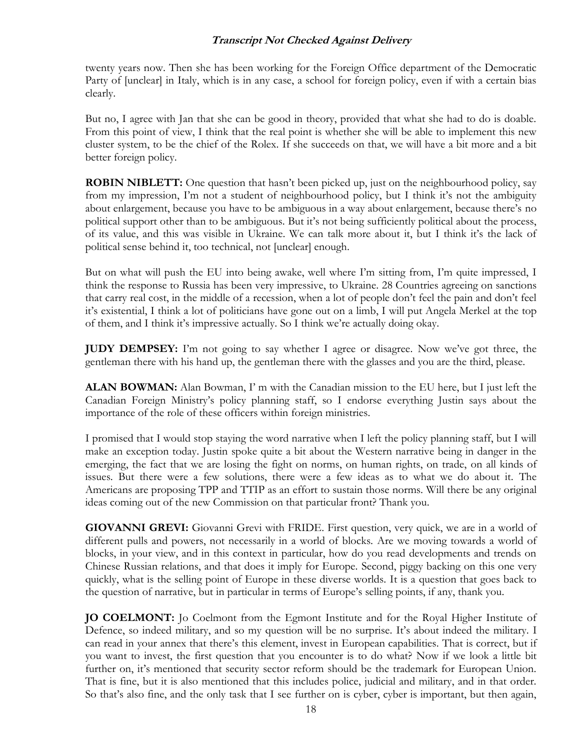twenty years now. Then she has been working for the Foreign Office department of the Democratic Party of [unclear] in Italy, which is in any case, a school for foreign policy, even if with a certain bias clearly.

But no, I agree with Jan that she can be good in theory, provided that what she had to do is doable. From this point of view, I think that the real point is whether she will be able to implement this new cluster system, to be the chief of the Rolex. If she succeeds on that, we will have a bit more and a bit better foreign policy.

**ROBIN NIBLETT:** One question that hasn't been picked up, just on the neighbourhood policy, say from my impression, I'm not a student of neighbourhood policy, but I think it's not the ambiguity about enlargement, because you have to be ambiguous in a way about enlargement, because there's no political support other than to be ambiguous. But it's not being sufficiently political about the process, of its value, and this was visible in Ukraine. We can talk more about it, but I think it's the lack of political sense behind it, too technical, not [unclear] enough.

But on what will push the EU into being awake, well where I'm sitting from, I'm quite impressed, I think the response to Russia has been very impressive, to Ukraine. 28 Countries agreeing on sanctions that carry real cost, in the middle of a recession, when a lot of people don't feel the pain and don't feel it's existential, I think a lot of politicians have gone out on a limb, I will put Angela Merkel at the top of them, and I think it's impressive actually. So I think we're actually doing okay.

**JUDY DEMPSEY:** I'm not going to say whether I agree or disagree. Now we've got three, the gentleman there with his hand up, the gentleman there with the glasses and you are the third, please.

**ALAN BOWMAN:** Alan Bowman, I' m with the Canadian mission to the EU here, but I just left the Canadian Foreign Ministry's policy planning staff, so I endorse everything Justin says about the importance of the role of these officers within foreign ministries.

I promised that I would stop staying the word narrative when I left the policy planning staff, but I will make an exception today. Justin spoke quite a bit about the Western narrative being in danger in the emerging, the fact that we are losing the fight on norms, on human rights, on trade, on all kinds of issues. But there were a few solutions, there were a few ideas as to what we do about it. The Americans are proposing TPP and TTIP as an effort to sustain those norms. Will there be any original ideas coming out of the new Commission on that particular front? Thank you.

**GIOVANNI GREVI:** Giovanni Grevi with FRIDE. First question, very quick, we are in a world of different pulls and powers, not necessarily in a world of blocks. Are we moving towards a world of blocks, in your view, and in this context in particular, how do you read developments and trends on Chinese Russian relations, and that does it imply for Europe. Second, piggy backing on this one very quickly, what is the selling point of Europe in these diverse worlds. It is a question that goes back to the question of narrative, but in particular in terms of Europe's selling points, if any, thank you.

**JO COELMONT:** Jo Coelmont from the Egmont Institute and for the Royal Higher Institute of Defence, so indeed military, and so my question will be no surprise. It's about indeed the military. I can read in your annex that there's this element, invest in European capabilities. That is correct, but if you want to invest, the first question that you encounter is to do what? Now if we look a little bit further on, it's mentioned that security sector reform should be the trademark for European Union. That is fine, but it is also mentioned that this includes police, judicial and military, and in that order. So that's also fine, and the only task that I see further on is cyber, cyber is important, but then again,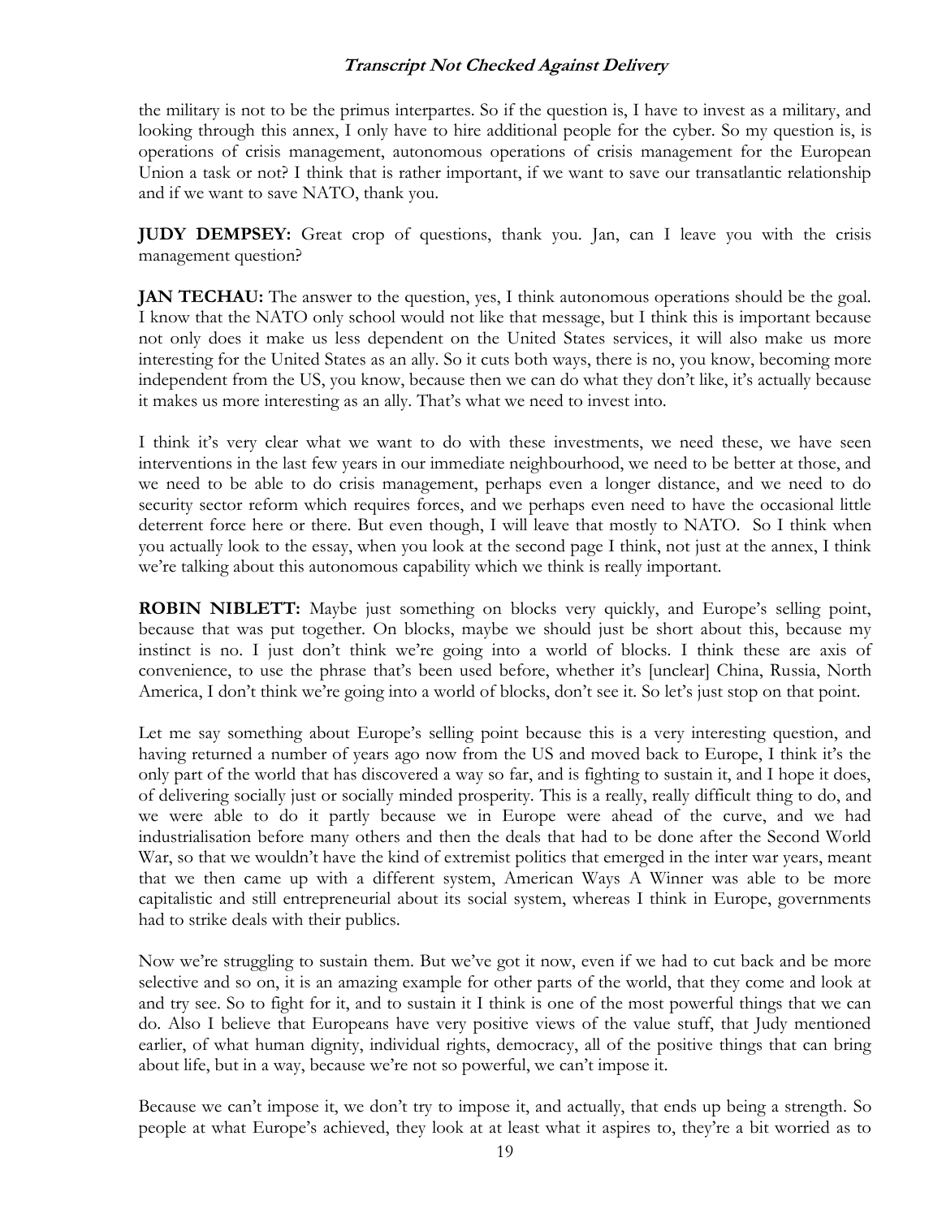the military is not to be the primus interpartes. So if the question is, I have to invest as a military, and looking through this annex, I only have to hire additional people for the cyber. So my question is, is operations of crisis management, autonomous operations of crisis management for the European Union a task or not? I think that is rather important, if we want to save our transatlantic relationship and if we want to save NATO, thank you.

**JUDY DEMPSEY:** Great crop of questions, thank you. Jan, can I leave you with the crisis management question?

**JAN TECHAU:** The answer to the question, yes, I think autonomous operations should be the goal. I know that the NATO only school would not like that message, but I think this is important because not only does it make us less dependent on the United States services, it will also make us more interesting for the United States as an ally. So it cuts both ways, there is no, you know, becoming more independent from the US, you know, because then we can do what they don't like, it's actually because it makes us more interesting as an ally. That's what we need to invest into.

I think it's very clear what we want to do with these investments, we need these, we have seen interventions in the last few years in our immediate neighbourhood, we need to be better at those, and we need to be able to do crisis management, perhaps even a longer distance, and we need to do security sector reform which requires forces, and we perhaps even need to have the occasional little deterrent force here or there. But even though, I will leave that mostly to NATO. So I think when you actually look to the essay, when you look at the second page I think, not just at the annex, I think we're talking about this autonomous capability which we think is really important.

**ROBIN NIBLETT:** Maybe just something on blocks very quickly, and Europe's selling point, because that was put together. On blocks, maybe we should just be short about this, because my instinct is no. I just don't think we're going into a world of blocks. I think these are axis of convenience, to use the phrase that's been used before, whether it's [unclear] China, Russia, North America, I don't think we're going into a world of blocks, don't see it. So let's just stop on that point.

Let me say something about Europe's selling point because this is a very interesting question, and having returned a number of years ago now from the US and moved back to Europe, I think it's the only part of the world that has discovered a way so far, and is fighting to sustain it, and I hope it does, of delivering socially just or socially minded prosperity. This is a really, really difficult thing to do, and we were able to do it partly because we in Europe were ahead of the curve, and we had industrialisation before many others and then the deals that had to be done after the Second World War, so that we wouldn't have the kind of extremist politics that emerged in the inter war years, meant that we then came up with a different system, American Ways A Winner was able to be more capitalistic and still entrepreneurial about its social system, whereas I think in Europe, governments had to strike deals with their publics.

Now we're struggling to sustain them. But we've got it now, even if we had to cut back and be more selective and so on, it is an amazing example for other parts of the world, that they come and look at and try see. So to fight for it, and to sustain it I think is one of the most powerful things that we can do. Also I believe that Europeans have very positive views of the value stuff, that Judy mentioned earlier, of what human dignity, individual rights, democracy, all of the positive things that can bring about life, but in a way, because we're not so powerful, we can't impose it.

Because we can't impose it, we don't try to impose it, and actually, that ends up being a strength. So people at what Europe's achieved, they look at at least what it aspires to, they're a bit worried as to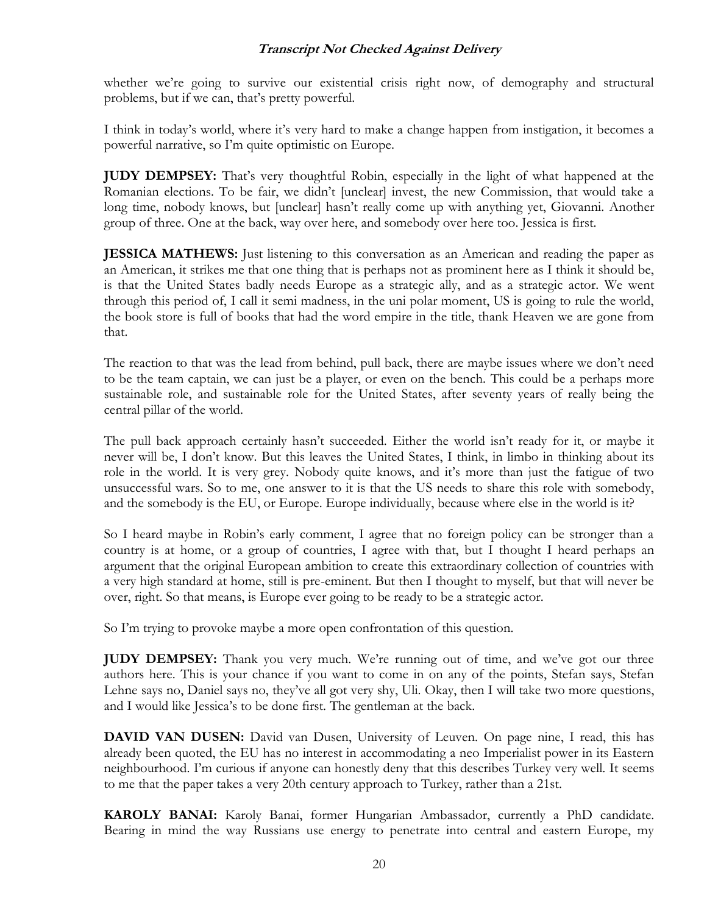whether we're going to survive our existential crisis right now, of demography and structural problems, but if we can, that's pretty powerful.

I think in today's world, where it's very hard to make a change happen from instigation, it becomes a powerful narrative, so I'm quite optimistic on Europe.

**JUDY DEMPSEY:** That's very thoughtful Robin, especially in the light of what happened at the Romanian elections. To be fair, we didn't [unclear] invest, the new Commission, that would take a long time, nobody knows, but [unclear] hasn't really come up with anything yet, Giovanni. Another group of three. One at the back, way over here, and somebody over here too. Jessica is first.

**JESSICA MATHEWS:** Just listening to this conversation as an American and reading the paper as an American, it strikes me that one thing that is perhaps not as prominent here as I think it should be, is that the United States badly needs Europe as a strategic ally, and as a strategic actor. We went through this period of, I call it semi madness, in the uni polar moment, US is going to rule the world, the book store is full of books that had the word empire in the title, thank Heaven we are gone from that.

The reaction to that was the lead from behind, pull back, there are maybe issues where we don't need to be the team captain, we can just be a player, or even on the bench. This could be a perhaps more sustainable role, and sustainable role for the United States, after seventy years of really being the central pillar of the world.

The pull back approach certainly hasn't succeeded. Either the world isn't ready for it, or maybe it never will be, I don't know. But this leaves the United States, I think, in limbo in thinking about its role in the world. It is very grey. Nobody quite knows, and it's more than just the fatigue of two unsuccessful wars. So to me, one answer to it is that the US needs to share this role with somebody, and the somebody is the EU, or Europe. Europe individually, because where else in the world is it?

So I heard maybe in Robin's early comment, I agree that no foreign policy can be stronger than a country is at home, or a group of countries, I agree with that, but I thought I heard perhaps an argument that the original European ambition to create this extraordinary collection of countries with a very high standard at home, still is pre-eminent. But then I thought to myself, but that will never be over, right. So that means, is Europe ever going to be ready to be a strategic actor.

So I'm trying to provoke maybe a more open confrontation of this question.

**JUDY DEMPSEY:** Thank you very much. We're running out of time, and we've got our three authors here. This is your chance if you want to come in on any of the points, Stefan says, Stefan Lehne says no, Daniel says no, they've all got very shy, Uli. Okay, then I will take two more questions, and I would like Jessica's to be done first. The gentleman at the back.

**DAVID VAN DUSEN:** David van Dusen, University of Leuven. On page nine, I read, this has already been quoted, the EU has no interest in accommodating a neo Imperialist power in its Eastern neighbourhood. I'm curious if anyone can honestly deny that this describes Turkey very well. It seems to me that the paper takes a very 20th century approach to Turkey, rather than a 21st.

**KAROLY BANAI:** Karoly Banai, former Hungarian Ambassador, currently a PhD candidate. Bearing in mind the way Russians use energy to penetrate into central and eastern Europe, my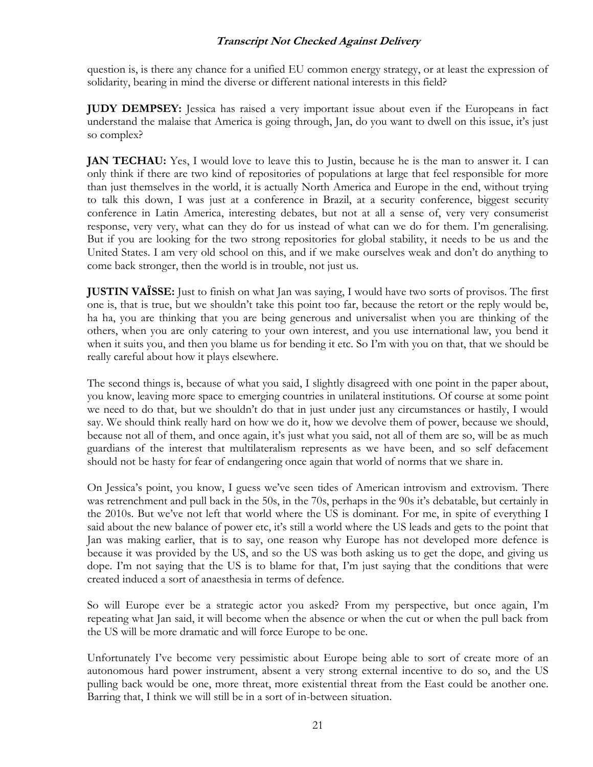question is, is there any chance for a unified EU common energy strategy, or at least the expression of solidarity, bearing in mind the diverse or different national interests in this field?

**JUDY DEMPSEY:** Jessica has raised a very important issue about even if the Europeans in fact understand the malaise that America is going through, Jan, do you want to dwell on this issue, it's just so complex?

**JAN TECHAU:** Yes, I would love to leave this to Justin, because he is the man to answer it. I can only think if there are two kind of repositories of populations at large that feel responsible for more than just themselves in the world, it is actually North America and Europe in the end, without trying to talk this down, I was just at a conference in Brazil, at a security conference, biggest security conference in Latin America, interesting debates, but not at all a sense of, very very consumerist response, very very, what can they do for us instead of what can we do for them. I'm generalising. But if you are looking for the two strong repositories for global stability, it needs to be us and the United States. I am very old school on this, and if we make ourselves weak and don't do anything to come back stronger, then the world is in trouble, not just us.

**JUSTIN VAÏSSE:** Just to finish on what Jan was saying, I would have two sorts of provisos. The first one is, that is true, but we shouldn't take this point too far, because the retort or the reply would be, ha ha, you are thinking that you are being generous and universalist when you are thinking of the others, when you are only catering to your own interest, and you use international law, you bend it when it suits you, and then you blame us for bending it etc. So I'm with you on that, that we should be really careful about how it plays elsewhere.

The second things is, because of what you said, I slightly disagreed with one point in the paper about, you know, leaving more space to emerging countries in unilateral institutions. Of course at some point we need to do that, but we shouldn't do that in just under just any circumstances or hastily, I would say. We should think really hard on how we do it, how we devolve them of power, because we should, because not all of them, and once again, it's just what you said, not all of them are so, will be as much guardians of the interest that multilateralism represents as we have been, and so self defacement should not be hasty for fear of endangering once again that world of norms that we share in.

On Jessica's point, you know, I guess we've seen tides of American introvism and extrovism. There was retrenchment and pull back in the 50s, in the 70s, perhaps in the 90s it's debatable, but certainly in the 2010s. But we've not left that world where the US is dominant. For me, in spite of everything I said about the new balance of power etc, it's still a world where the US leads and gets to the point that Jan was making earlier, that is to say, one reason why Europe has not developed more defence is because it was provided by the US, and so the US was both asking us to get the dope, and giving us dope. I'm not saying that the US is to blame for that, I'm just saying that the conditions that were created induced a sort of anaesthesia in terms of defence.

So will Europe ever be a strategic actor you asked? From my perspective, but once again, I'm repeating what Jan said, it will become when the absence or when the cut or when the pull back from the US will be more dramatic and will force Europe to be one.

Unfortunately I've become very pessimistic about Europe being able to sort of create more of an autonomous hard power instrument, absent a very strong external incentive to do so, and the US pulling back would be one, more threat, more existential threat from the East could be another one. Barring that, I think we will still be in a sort of in-between situation.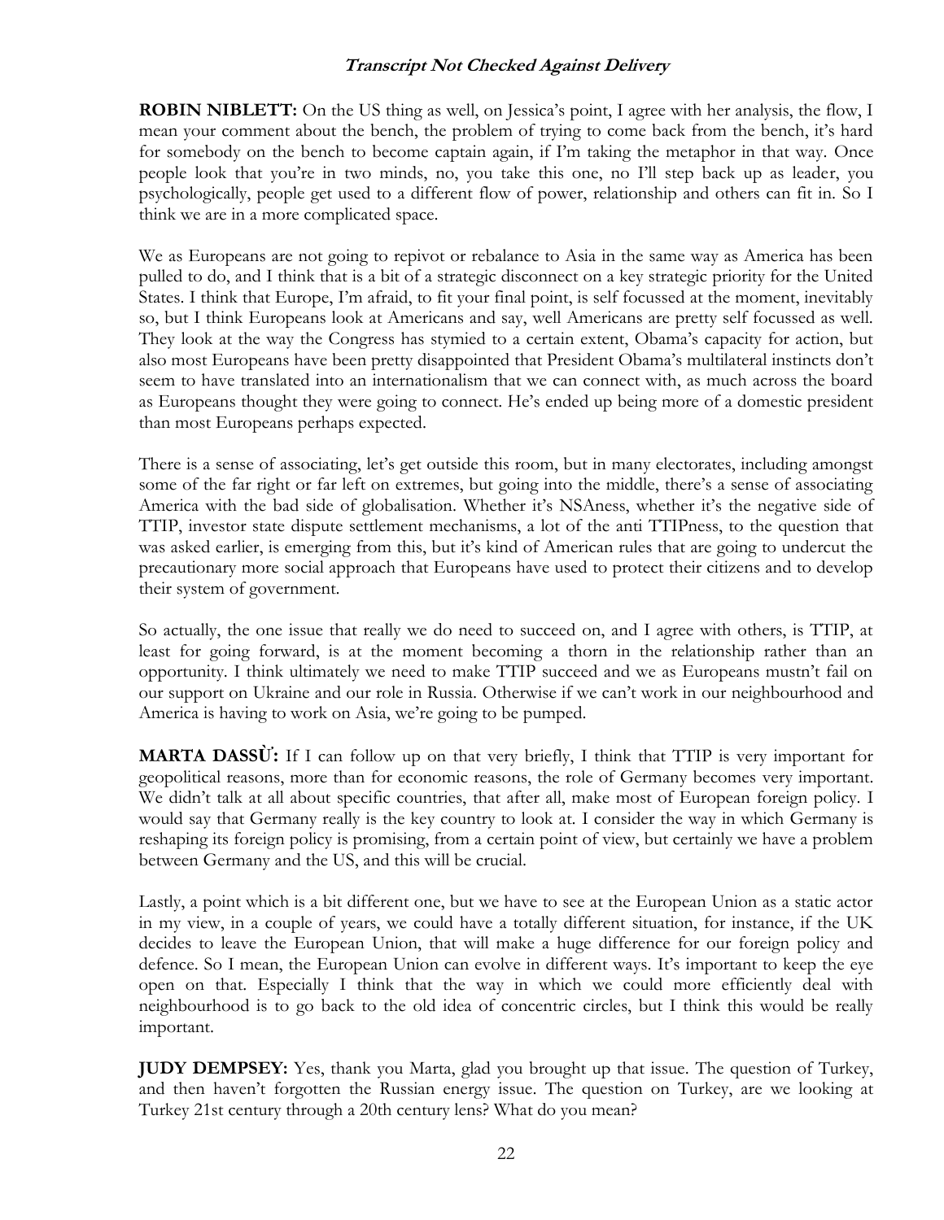**ROBIN NIBLETT:** On the US thing as well, on Jessica's point, I agree with her analysis, the flow, I mean your comment about the bench, the problem of trying to come back from the bench, it's hard for somebody on the bench to become captain again, if I'm taking the metaphor in that way. Once people look that you're in two minds, no, you take this one, no I'll step back up as leader, you psychologically, people get used to a different flow of power, relationship and others can fit in. So I think we are in a more complicated space.

We as Europeans are not going to repivot or rebalance to Asia in the same way as America has been pulled to do, and I think that is a bit of a strategic disconnect on a key strategic priority for the United States. I think that Europe, I'm afraid, to fit your final point, is self focussed at the moment, inevitably so, but I think Europeans look at Americans and say, well Americans are pretty self focussed as well. They look at the way the Congress has stymied to a certain extent, Obama's capacity for action, but also most Europeans have been pretty disappointed that President Obama's multilateral instincts don't seem to have translated into an internationalism that we can connect with, as much across the board as Europeans thought they were going to connect. He's ended up being more of a domestic president than most Europeans perhaps expected.

There is a sense of associating, let's get outside this room, but in many electorates, including amongst some of the far right or far left on extremes, but going into the middle, there's a sense of associating America with the bad side of globalisation. Whether it's NSAness, whether it's the negative side of TTIP, investor state dispute settlement mechanisms, a lot of the anti TTIPness, to the question that was asked earlier, is emerging from this, but it's kind of American rules that are going to undercut the precautionary more social approach that Europeans have used to protect their citizens and to develop their system of government.

So actually, the one issue that really we do need to succeed on, and I agree with others, is TTIP, at least for going forward, is at the moment becoming a thorn in the relationship rather than an opportunity. I think ultimately we need to make TTIP succeed and we as Europeans mustn't fail on our support on Ukraine and our role in Russia. Otherwise if we can't work in our neighbourhood and America is having to work on Asia, we're going to be pumped.

**MARTA DASSÙ:** If I can follow up on that very briefly, I think that TTIP is very important for geopolitical reasons, more than for economic reasons, the role of Germany becomes very important. We didn't talk at all about specific countries, that after all, make most of European foreign policy. I would say that Germany really is the key country to look at. I consider the way in which Germany is reshaping its foreign policy is promising, from a certain point of view, but certainly we have a problem between Germany and the US, and this will be crucial.

Lastly, a point which is a bit different one, but we have to see at the European Union as a static actor in my view, in a couple of years, we could have a totally different situation, for instance, if the UK decides to leave the European Union, that will make a huge difference for our foreign policy and defence. So I mean, the European Union can evolve in different ways. It's important to keep the eye open on that. Especially I think that the way in which we could more efficiently deal with neighbourhood is to go back to the old idea of concentric circles, but I think this would be really important.

**JUDY DEMPSEY:** Yes, thank you Marta, glad you brought up that issue. The question of Turkey, and then haven't forgotten the Russian energy issue. The question on Turkey, are we looking at Turkey 21st century through a 20th century lens? What do you mean?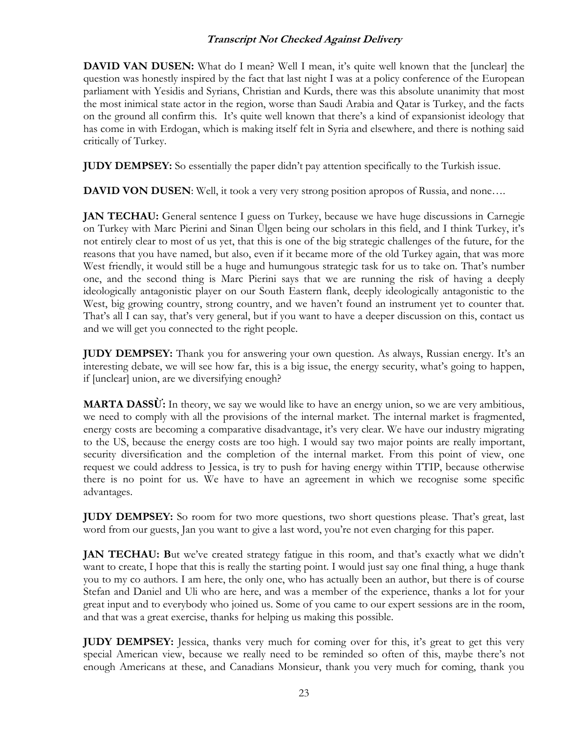**DAVID VAN DUSEN:** What do I mean? Well I mean, it's quite well known that the [unclear] the question was honestly inspired by the fact that last night I was at a policy conference of the European parliament with Yesidis and Syrians, Christian and Kurds, there was this absolute unanimity that most the most inimical state actor in the region, worse than Saudi Arabia and Qatar is Turkey, and the facts on the ground all confirm this. It's quite well known that there's a kind of expansionist ideology that has come in with Erdogan, which is making itself felt in Syria and elsewhere, and there is nothing said critically of Turkey.

**JUDY DEMPSEY:** So essentially the paper didn't pay attention specifically to the Turkish issue.

**DAVID VON DUSEN**: Well, it took a very very strong position apropos of Russia, and none….

**JAN TECHAU:** General sentence I guess on Turkey, because we have huge discussions in Carnegie on Turkey with Marc Pierini and Sinan Ülgen being our scholars in this field, and I think Turkey, it's not entirely clear to most of us yet, that this is one of the big strategic challenges of the future, for the reasons that you have named, but also, even if it became more of the old Turkey again, that was more West friendly, it would still be a huge and humungous strategic task for us to take on. That's number one, and the second thing is Marc Pierini says that we are running the risk of having a deeply ideologically antagonistic player on our South Eastern flank, deeply ideologically antagonistic to the West, big growing country, strong country, and we haven't found an instrument yet to counter that. That's all I can say, that's very general, but if you want to have a deeper discussion on this, contact us and we will get you connected to the right people.

**JUDY DEMPSEY:** Thank you for answering your own question. As always, Russian energy. It's an interesting debate, we will see how far, this is a big issue, the energy security, what's going to happen, if [unclear] union, are we diversifying enough?

**MARTA DASSÙ:** In theory, we say we would like to have an energy union, so we are very ambitious, we need to comply with all the provisions of the internal market. The internal market is fragmented, energy costs are becoming a comparative disadvantage, it's very clear. We have our industry migrating to the US, because the energy costs are too high. I would say two major points are really important, security diversification and the completion of the internal market. From this point of view, one request we could address to Jessica, is try to push for having energy within TTIP, because otherwise there is no point for us. We have to have an agreement in which we recognise some specific advantages.

**JUDY DEMPSEY:** So room for two more questions, two short questions please. That's great, last word from our guests, Jan you want to give a last word, you're not even charging for this paper.

**JAN TECHAU: B**ut we've created strategy fatigue in this room, and that's exactly what we didn't want to create, I hope that this is really the starting point. I would just say one final thing, a huge thank you to my co authors. I am here, the only one, who has actually been an author, but there is of course Stefan and Daniel and Uli who are here, and was a member of the experience, thanks a lot for your great input and to everybody who joined us. Some of you came to our expert sessions are in the room, and that was a great exercise, thanks for helping us making this possible.

**JUDY DEMPSEY:** Jessica, thanks very much for coming over for this, it's great to get this very special American view, because we really need to be reminded so often of this, maybe there's not enough Americans at these, and Canadians Monsieur, thank you very much for coming, thank you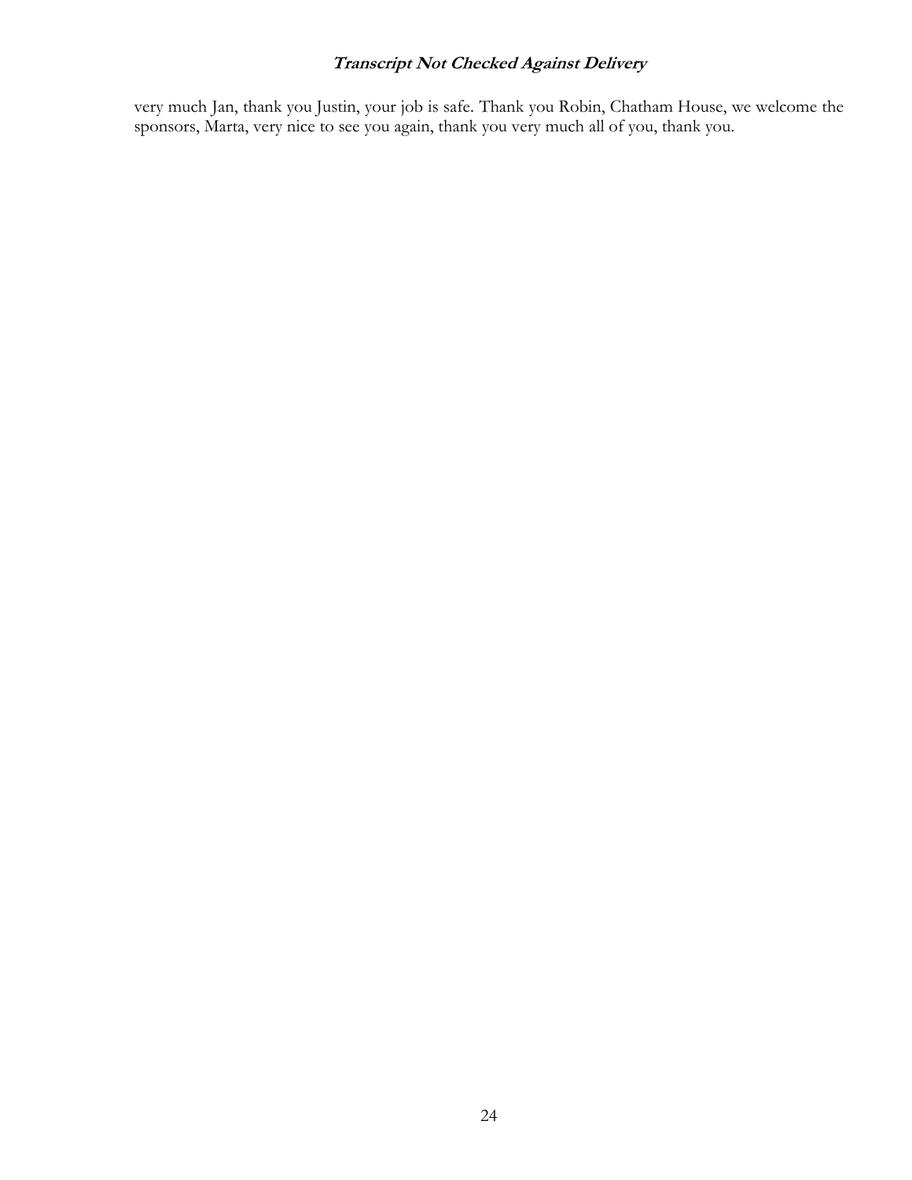very much Jan, thank you Justin, your job is safe. Thank you Robin, Chatham House, we welcome the sponsors, Marta, very nice to see you again, thank you very much all of you, thank you.